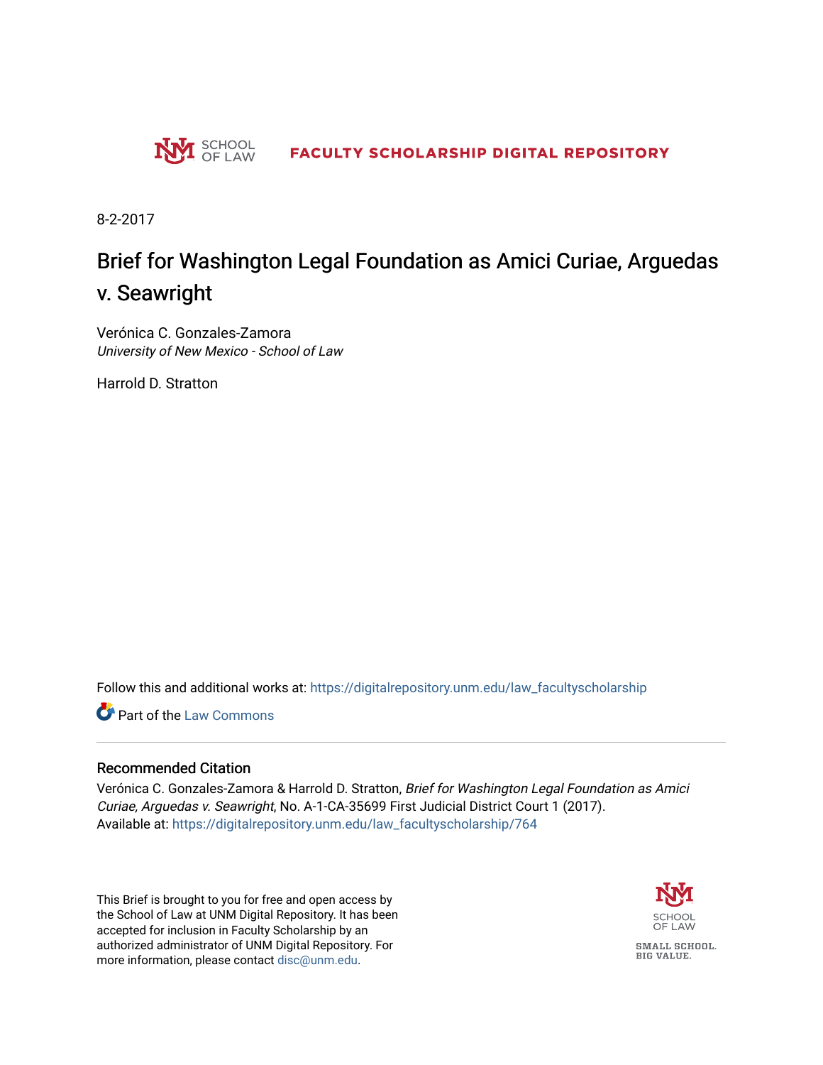UNM SCHOOL OF LAW — FACULTY SCHOLARSHIP DIGITAL REPOSITORY

8-2-2017

# Brief for Washington Legal Foundation as Amici Curiae, Arguedas v. Seawright

Verónica C. Gonzales-Zamora
*University of New Mexico - School of Law*

Harrold D. Stratton

Follow this and additional works at: https://digitalrepository.unm.edu/law_facultyscholarship

Part of the Law Commons

## Recommended Citation

Verónica C. Gonzales-Zamora & Harrold D. Stratton, *Brief for Washington Legal Foundation as Amici Curiae, Arguedas v. Seawright*, No. A-1-CA-35699 First Judicial District Court 1 (2017).
Available at: https://digitalrepository.unm.edu/law_facultyscholarship/764

This Brief is brought to you for free and open access by the School of Law at UNM Digital Repository. It has been accepted for inclusion in Faculty Scholarship by an authorized administrator of UNM Digital Repository. For more information, please contact disc@unm.edu.

SCHOOL OF LAW
SMALL SCHOOL. BIG VALUE.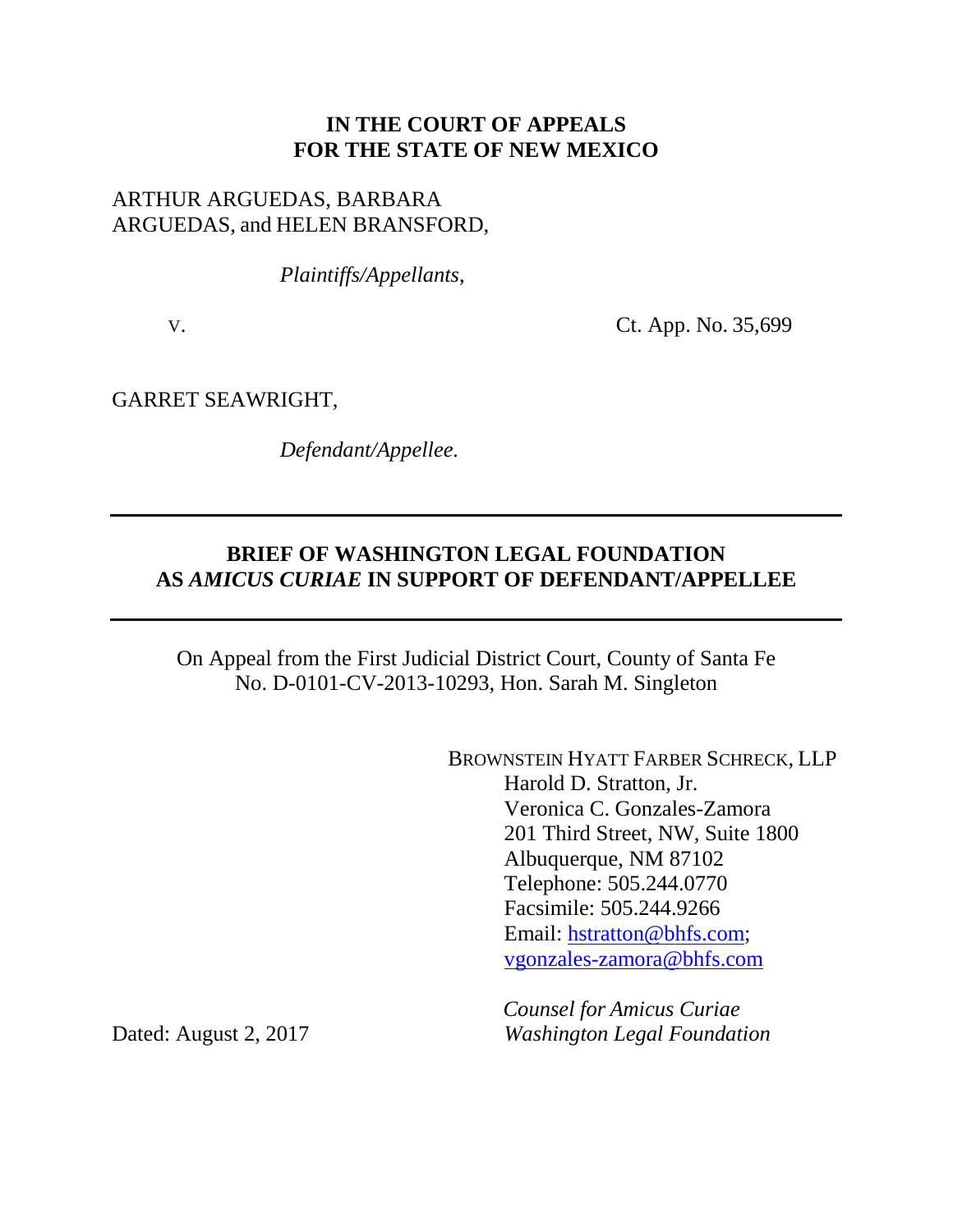**IN THE COURT OF APPEALS**
**FOR THE STATE OF NEW MEXICO**

ARTHUR ARGUEDAS, BARBARA ARGUEDAS, and HELEN BRANSFORD,

*Plaintiffs/Appellants*,

v. Ct. App. No. 35,699

GARRET SEAWRIGHT,

*Defendant/Appellee.*

---

**BRIEF OF WASHINGTON LEGAL FOUNDATION AS *AMICUS CURIAE* IN SUPPORT OF DEFENDANT/APPELLEE**

---

On Appeal from the First Judicial District Court, County of Santa Fe
No. D-0101-CV-2013-10293, Hon. Sarah M. Singleton

BROWNSTEIN HYATT FARBER SCHRECK, LLP
Harold D. Stratton, Jr.
Veronica C. Gonzales-Zamora
201 Third Street, NW, Suite 1800
Albuquerque, NM 87102
Telephone: 505.244.0770
Facsimile: 505.244.9266
Email: hstratton@bhfs.com; vgonzales-zamora@bhfs.com

*Counsel for Amicus Curiae*
*Washington Legal Foundation*

Dated: August 2, 2017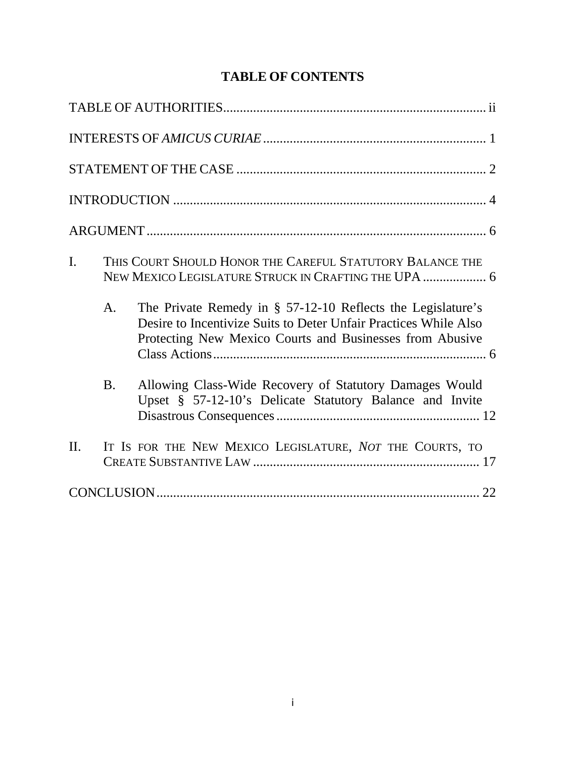# TABLE OF CONTENTS

TABLE OF AUTHORITIES ..................................................................... ii

INTERESTS OF *AMICUS CURIAE* .................................................................. 1

STATEMENT OF THE CASE ......................................................................... 2

INTRODUCTION ........................................................................................... 4

ARGUMENT ................................................................................................... 6

I. THIS COURT SHOULD HONOR THE CAREFUL STATUTORY BALANCE THE NEW MEXICO LEGISLATURE STRUCK IN CRAFTING THE UPA ................... 6

   A. The Private Remedy in § 57-12-10 Reflects the Legislature's Desire to Incentivize Suits to Deter Unfair Practices While Also Protecting New Mexico Courts and Businesses from Abusive Class Actions ................................................................................. 6

   B. Allowing Class-Wide Recovery of Statutory Damages Would Upset § 57-12-10's Delicate Statutory Balance and Invite Disastrous Consequences ............................................................ 12

II. IT IS FOR THE NEW MEXICO LEGISLATURE, *NOT* THE COURTS, TO CREATE SUBSTANTIVE LAW .................................................................. 17

CONCLUSION ............................................................................................... 22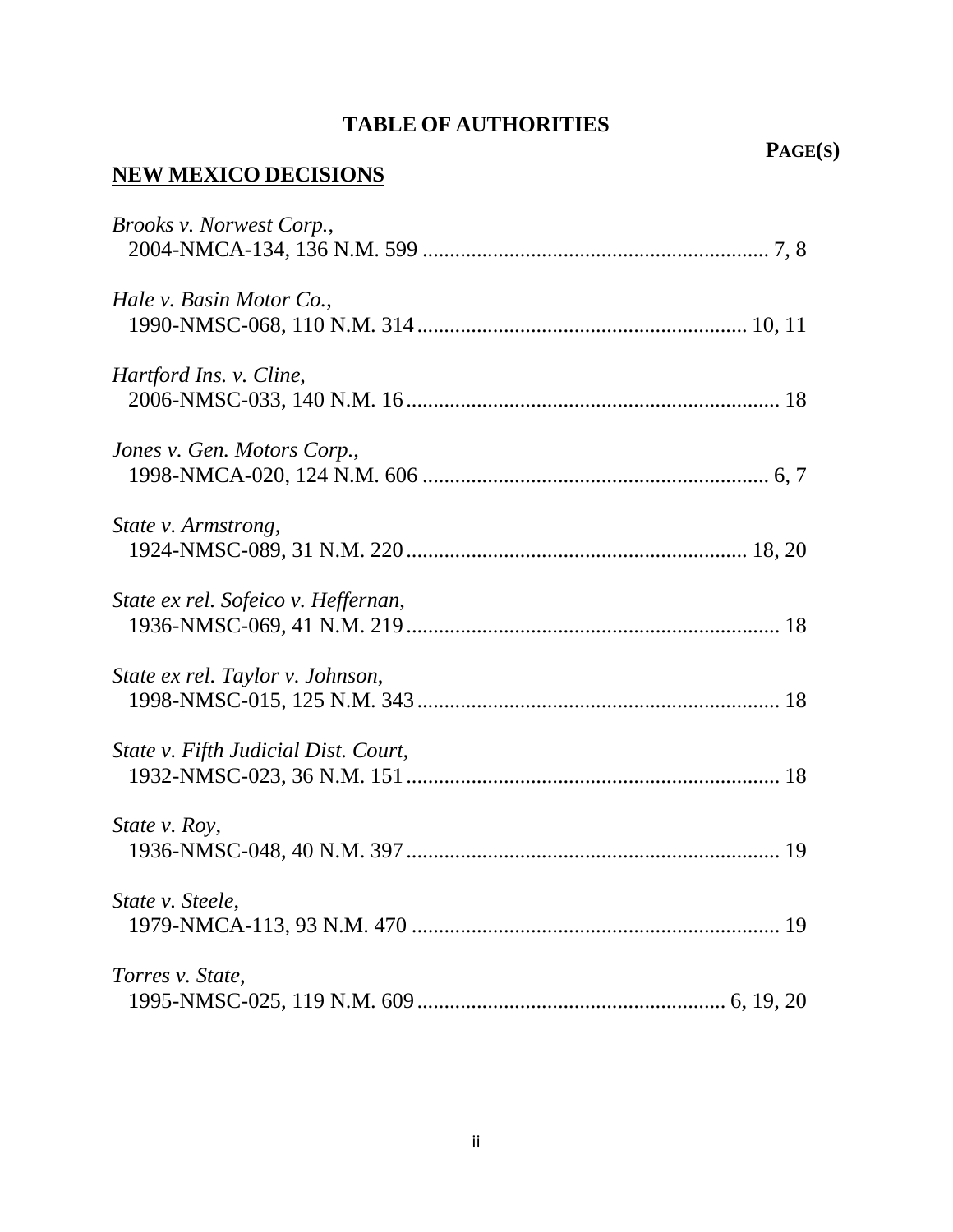# TABLE OF AUTHORITIES

**PAGE(S)**

## NEW MEXICO DECISIONS

*Brooks v. Norwest Corp.*,
2004-NMCA-134, 136 N.M. 599 ................................................................ 7, 8

*Hale v. Basin Motor Co.*,
1990-NMSC-068, 110 N.M. 314 ............................................................ 10, 11

*Hartford Ins. v. Cline*,
2006-NMSC-033, 140 N.M. 16 .................................................................... 18

*Jones v. Gen. Motors Corp.*,
1998-NMCA-020, 124 N.M. 606 ................................................................ 6, 7

*State v. Armstrong*,
1924-NMSC-089, 31 N.M. 220 ............................................................... 18, 20

*State ex rel. Sofeico v. Heffernan*,
1936-NMSC-069, 41 N.M. 219 .................................................................... 18

*State ex rel. Taylor v. Johnson*,
1998-NMSC-015, 125 N.M. 343 .................................................................. 18

*State v. Fifth Judicial Dist. Court*,
1932-NMSC-023, 36 N.M. 151 .................................................................... 18

*State v. Roy*,
1936-NMSC-048, 40 N.M. 397 .................................................................... 19

*State v. Steele*,
1979-NMCA-113, 93 N.M. 470 .................................................................... 19

*Torres v. State*,
1995-NMSC-025, 119 N.M. 609 ........................................................ 6, 19, 20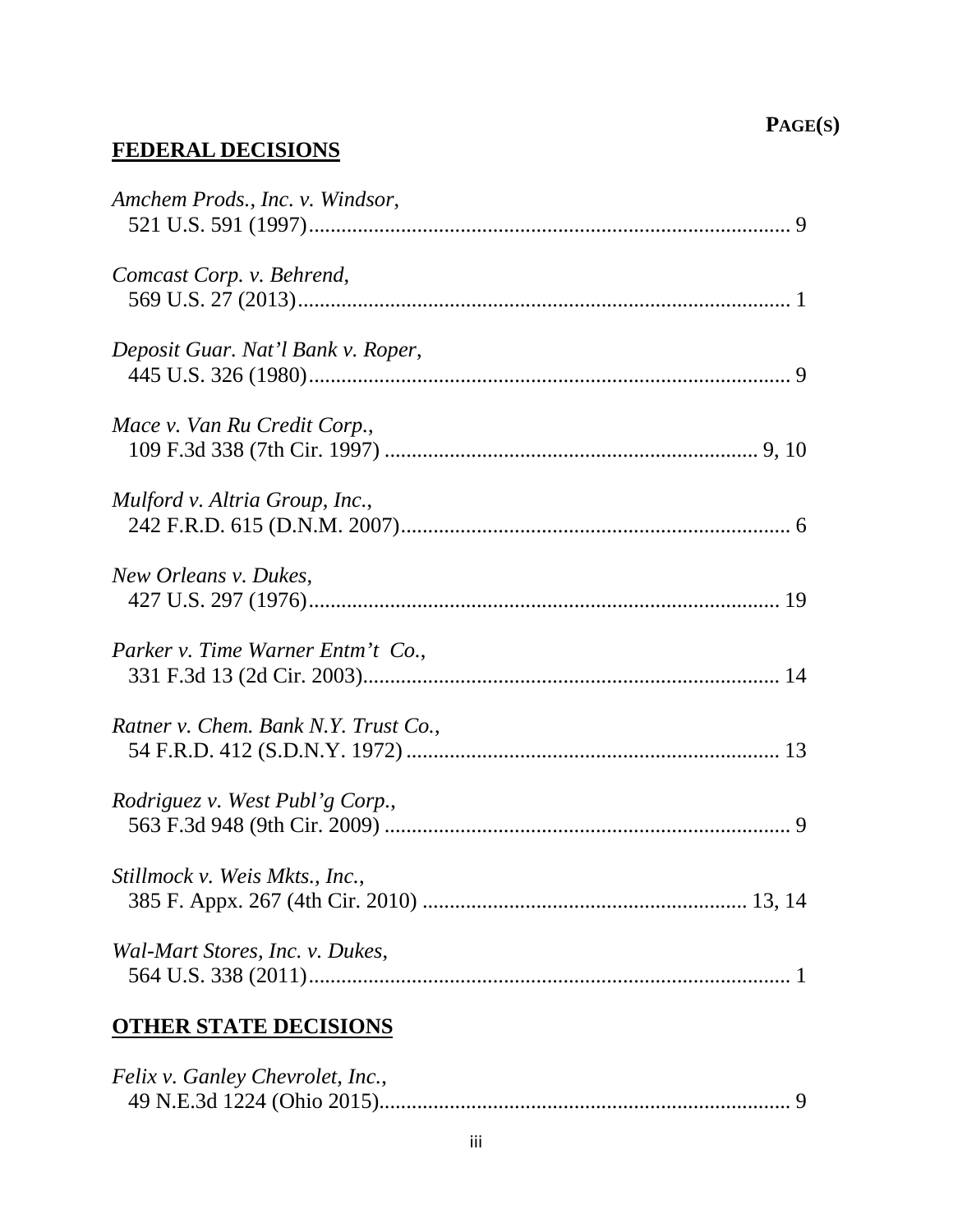**PAGE(S)**

## FEDERAL DECISIONS

*Amchem Prods., Inc. v. Windsor*,
521 U.S. 591 (1997)........................................................................................ 9

*Comcast Corp. v. Behrend*,
569 U.S. 27 (2013).......................................................................................... 1

*Deposit Guar. Nat'l Bank v. Roper*,
445 U.S. 326 (1980)........................................................................................ 9

*Mace v. Van Ru Credit Corp.*,
109 F.3d 338 (7th Cir. 1997) .................................................................... 9, 10

*Mulford v. Altria Group, Inc.*,
242 F.R.D. 615 (D.N.M. 2007)....................................................................... 6

*New Orleans v. Dukes*,
427 U.S. 297 (1976)...................................................................................... 19

*Parker v. Time Warner Entm't Co.*,
331 F.3d 13 (2d Cir. 2003)........................................................................... 14

*Ratner v. Chem. Bank N.Y. Trust Co.*,
54 F.R.D. 412 (S.D.N.Y. 1972) .................................................................... 13

*Rodriguez v. West Publ'g Corp.*,
563 F.3d 948 (9th Cir. 2009) .......................................................................... 9

*Stillmock v. Weis Mkts., Inc.*,
385 F. Appx. 267 (4th Cir. 2010) ........................................................... 13, 14

*Wal-Mart Stores, Inc. v. Dukes*,
564 U.S. 338 (2011)........................................................................................ 1

## OTHER STATE DECISIONS

*Felix v. Ganley Chevrolet, Inc.*,
49 N.E.3d 1224 (Ohio 2015)........................................................................... 9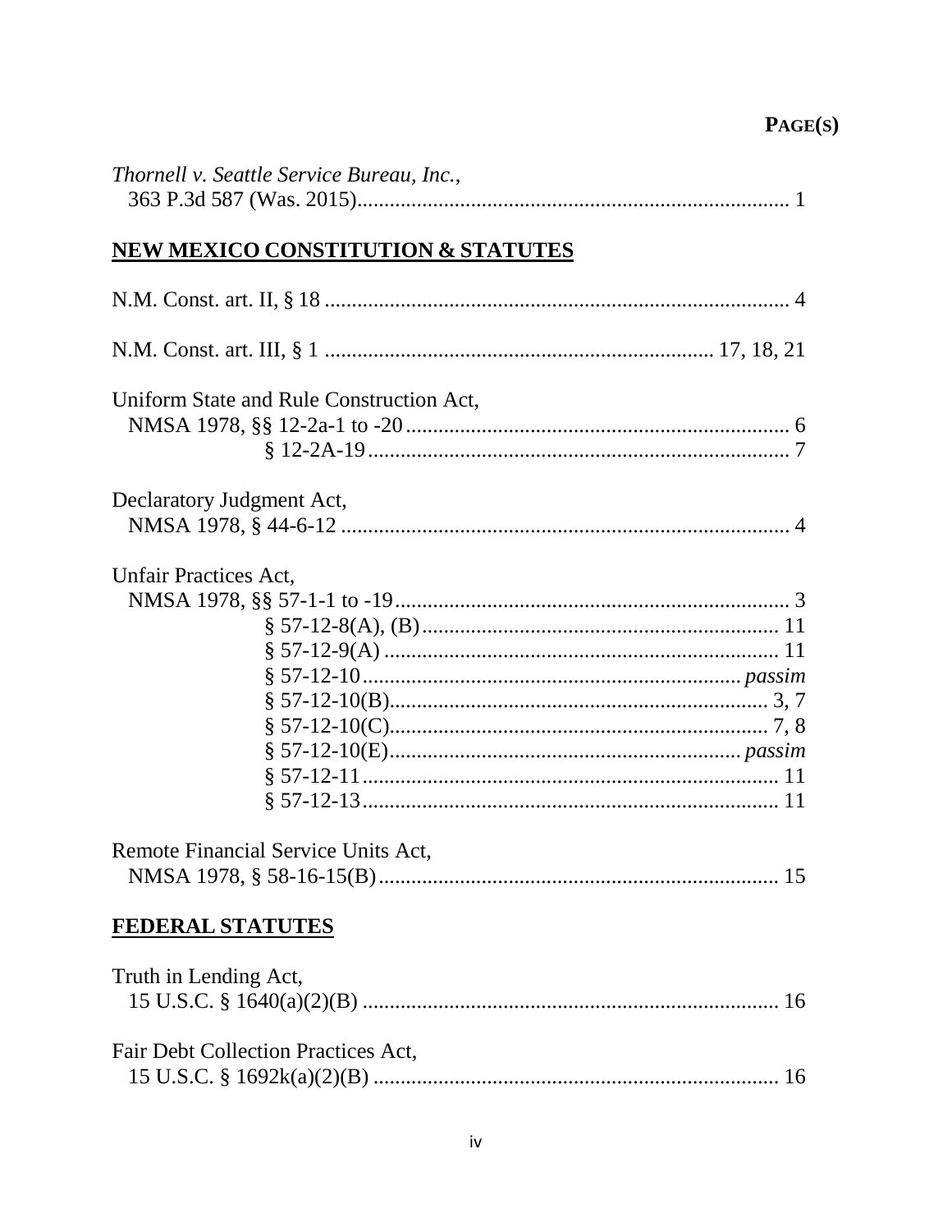**PAGE(S)**

*Thornell v. Seattle Service Bureau, Inc.*,
363 P.3d 587 (Was. 2015)................................................................................ 1

## NEW MEXICO CONSTITUTION & STATUTES

N.M. Const. art. II, § 18 ...................................................................................... 4

N.M. Const. art. III, § 1 ........................................................................ 17, 18, 21

Uniform State and Rule Construction Act,
NMSA 1978, §§ 12-2a-1 to -20........................................................................ 6
§ 12-2A-19.............................................................................. 7

Declaratory Judgment Act,
NMSA 1978, § 44-6-12 .................................................................................... 4

Unfair Practices Act,
NMSA 1978, §§ 57-1-1 to -19......................................................................... 3
§ 57-12-8(A), (B).................................................................. 11
§ 57-12-9(A) ......................................................................... 11
§ 57-12-10..................................................................... *passim*
§ 57-12-10(B)...................................................................... 3, 7
§ 57-12-10(C)...................................................................... 7, 8
§ 57-12-10(E)................................................................. *passim*
§ 57-12-11............................................................................. 11
§ 57-12-13............................................................................. 11

Remote Financial Service Units Act,
NMSA 1978, § 58-16-15(B)........................................................................... 15

## FEDERAL STATUTES

Truth in Lending Act,
15 U.S.C. § 1640(a)(2)(B) ............................................................................. 16

Fair Debt Collection Practices Act,
15 U.S.C. § 1692k(a)(2)(B) ........................................................................... 16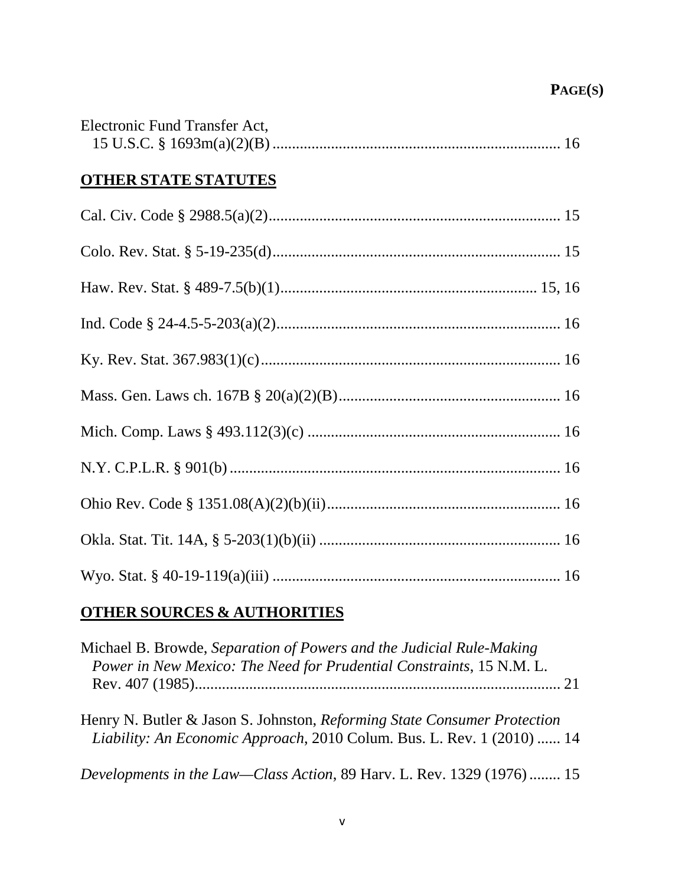**PAGE(S)**

Electronic Fund Transfer Act,
15 U.S.C. § 1693m(a)(2)(B) ........................................................................ 16

**OTHER STATE STATUTES**

Cal. Civ. Code § 2988.5(a)(2)........................................................................ 15

Colo. Rev. Stat. § 5-19-235(d)........................................................................ 15

Haw. Rev. Stat. § 489-7.5(b)(1).................................................................. 15, 16

Ind. Code § 24-4.5-5-203(a)(2)........................................................................ 16

Ky. Rev. Stat. 367.983(1)(c)............................................................................ 16

Mass. Gen. Laws ch. 167B § 20(a)(2)(B)........................................................ 16

Mich. Comp. Laws § 493.112(3)(c) ................................................................ 16

N.Y. C.P.L.R. § 901(b) .................................................................................... 16

Ohio Rev. Code § 1351.08(A)(2)(b)(ii)........................................................... 16

Okla. Stat. Tit. 14A, § 5-203(1)(b)(ii) ............................................................. 16

Wyo. Stat. § 40-19-119(a)(iii) ......................................................................... 16

**OTHER SOURCES & AUTHORITIES**

Michael B. Browde, *Separation of Powers and the Judicial Rule-Making Power in New Mexico: The Need for Prudential Constraints*, 15 N.M. L. Rev. 407 (1985)............................................................................................ 21

Henry N. Butler & Jason S. Johnston, *Reforming State Consumer Protection Liability: An Economic Approach*, 2010 Colum. Bus. L. Rev. 1 (2010) ...... 14

*Developments in the Law—Class Action*, 89 Harv. L. Rev. 1329 (1976) ........ 15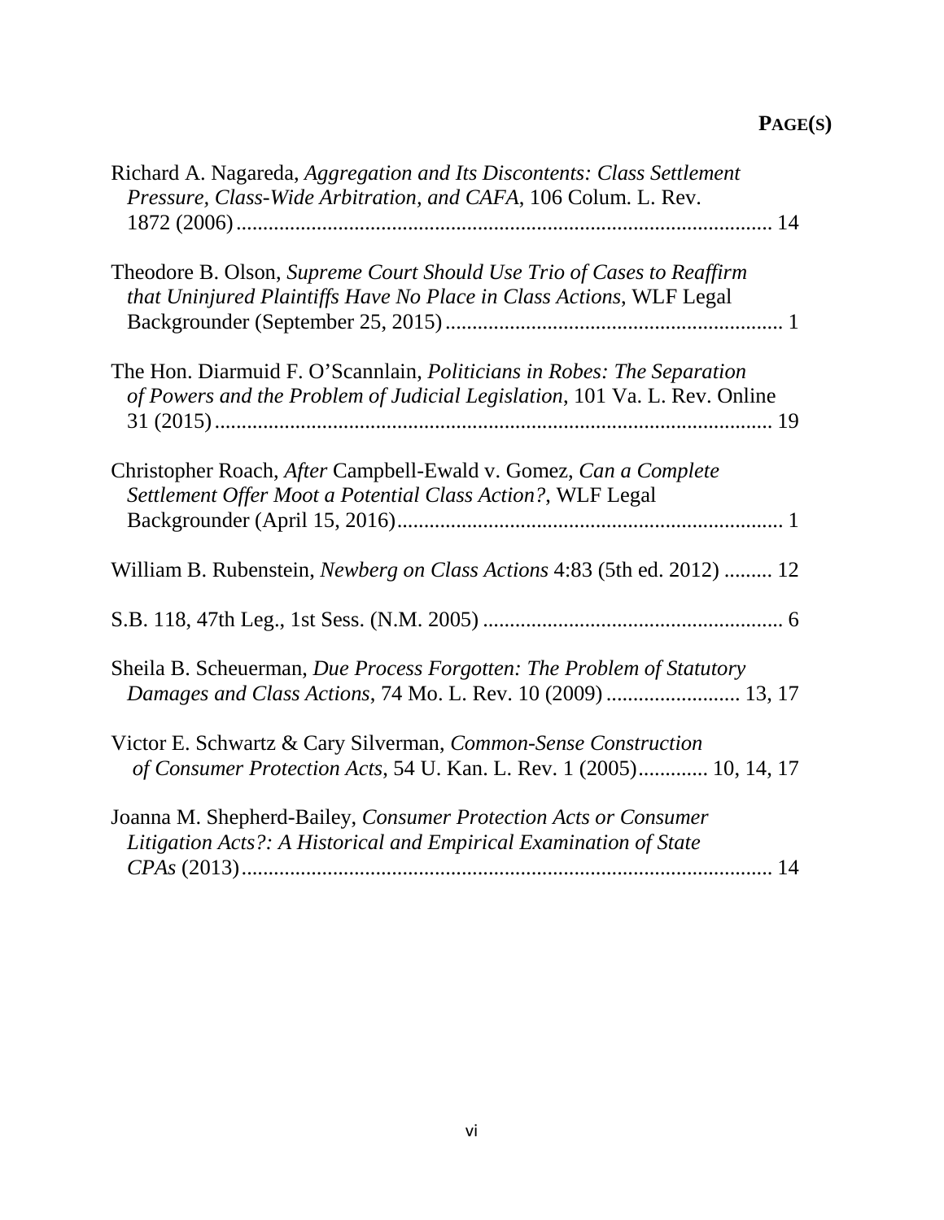**PAGE(S)**

Richard A. Nagareda, *Aggregation and Its Discontents: Class Settlement Pressure, Class-Wide Arbitration, and CAFA*, 106 Colum. L. Rev. 1872 (2006) .................................................................................................... 14

Theodore B. Olson, *Supreme Court Should Use Trio of Cases to Reaffirm that Uninjured Plaintiffs Have No Place in Class Actions*, WLF Legal Backgrounder (September 25, 2015) .............................................................. 1

The Hon. Diarmuid F. O'Scannlain, *Politicians in Robes: The Separation of Powers and the Problem of Judicial Legislation*, 101 Va. L. Rev. Online 31 (2015) ....................................................................................................... 19

Christopher Roach, *After* Campbell-Ewald v. Gomez, *Can a Complete Settlement Offer Moot a Potential Class Action?*, WLF Legal Backgrounder (April 15, 2016) ........................................................................ 1

William B. Rubenstein, *Newberg on Class Actions* 4:83 (5th ed. 2012) ......... 12

S.B. 118, 47th Leg., 1st Sess. (N.M. 2005) ........................................................ 6

Sheila B. Scheuerman, *Due Process Forgotten: The Problem of Statutory Damages and Class Actions*, 74 Mo. L. Rev. 10 (2009) ......................... 13, 17

Victor E. Schwartz & Cary Silverman, *Common-Sense Construction of Consumer Protection Acts*, 54 U. Kan. L. Rev. 1 (2005)............. 10, 14, 17

Joanna M. Shepherd-Bailey, *Consumer Protection Acts or Consumer Litigation Acts?: A Historical and Empirical Examination of State CPAs* (2013) .................................................................................................... 14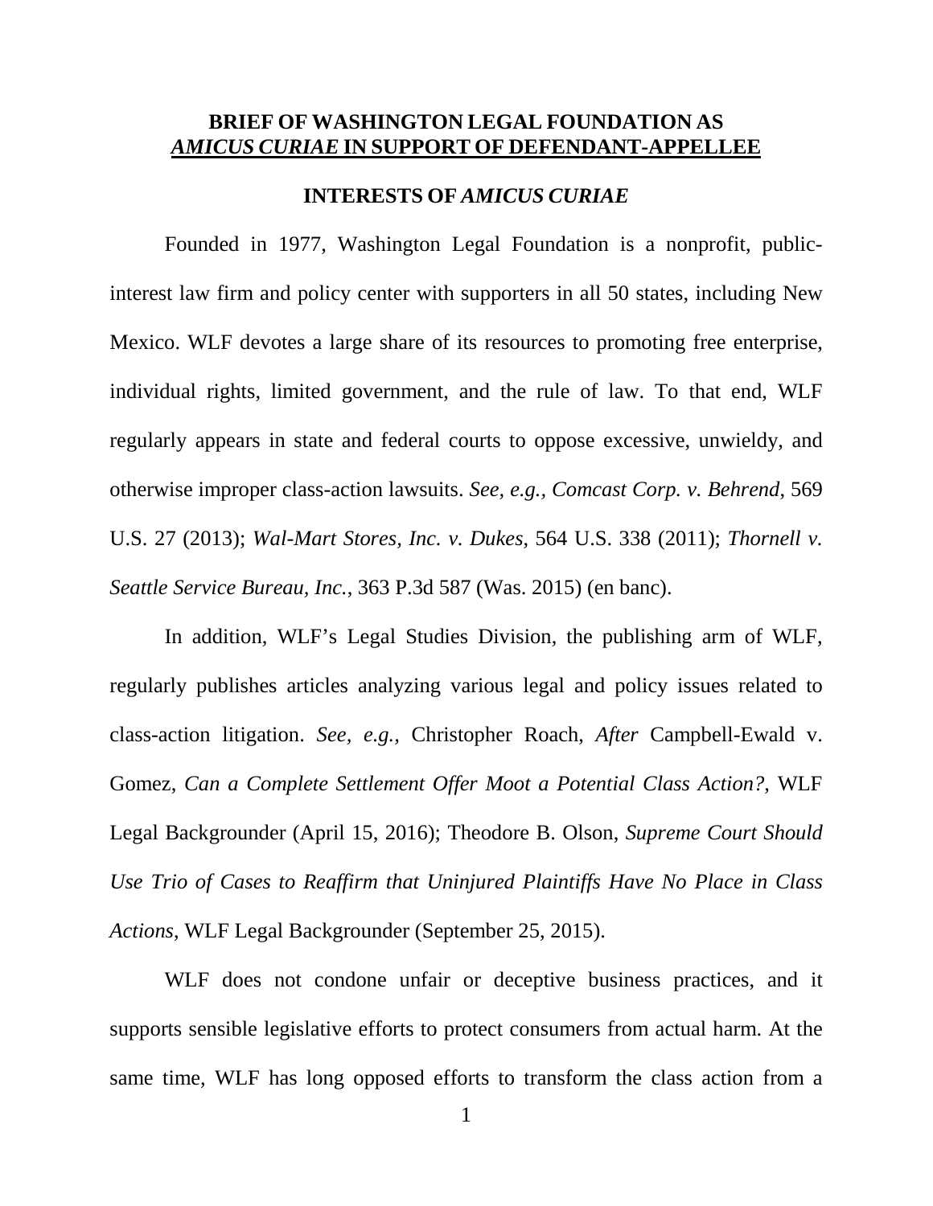**BRIEF OF WASHINGTON LEGAL FOUNDATION AS *AMICUS CURIAE* IN SUPPORT OF DEFENDANT-APPELLEE**

**INTERESTS OF *AMICUS CURIAE***

Founded in 1977, Washington Legal Foundation is a nonprofit, public-interest law firm and policy center with supporters in all 50 states, including New Mexico. WLF devotes a large share of its resources to promoting free enterprise, individual rights, limited government, and the rule of law. To that end, WLF regularly appears in state and federal courts to oppose excessive, unwieldy, and otherwise improper class-action lawsuits. *See, e.g., Comcast Corp. v. Behrend*, 569 U.S. 27 (2013); *Wal-Mart Stores, Inc. v. Dukes*, 564 U.S. 338 (2011); *Thornell v. Seattle Service Bureau, Inc.*, 363 P.3d 587 (Was. 2015) (en banc).

In addition, WLF's Legal Studies Division, the publishing arm of WLF, regularly publishes articles analyzing various legal and policy issues related to class-action litigation. *See, e.g.*, Christopher Roach, *After* Campbell-Ewald v. Gomez, *Can a Complete Settlement Offer Moot a Potential Class Action?*, WLF Legal Backgrounder (April 15, 2016); Theodore B. Olson, *Supreme Court Should Use Trio of Cases to Reaffirm that Uninjured Plaintiffs Have No Place in Class Actions*, WLF Legal Backgrounder (September 25, 2015).

WLF does not condone unfair or deceptive business practices, and it supports sensible legislative efforts to protect consumers from actual harm. At the same time, WLF has long opposed efforts to transform the class action from a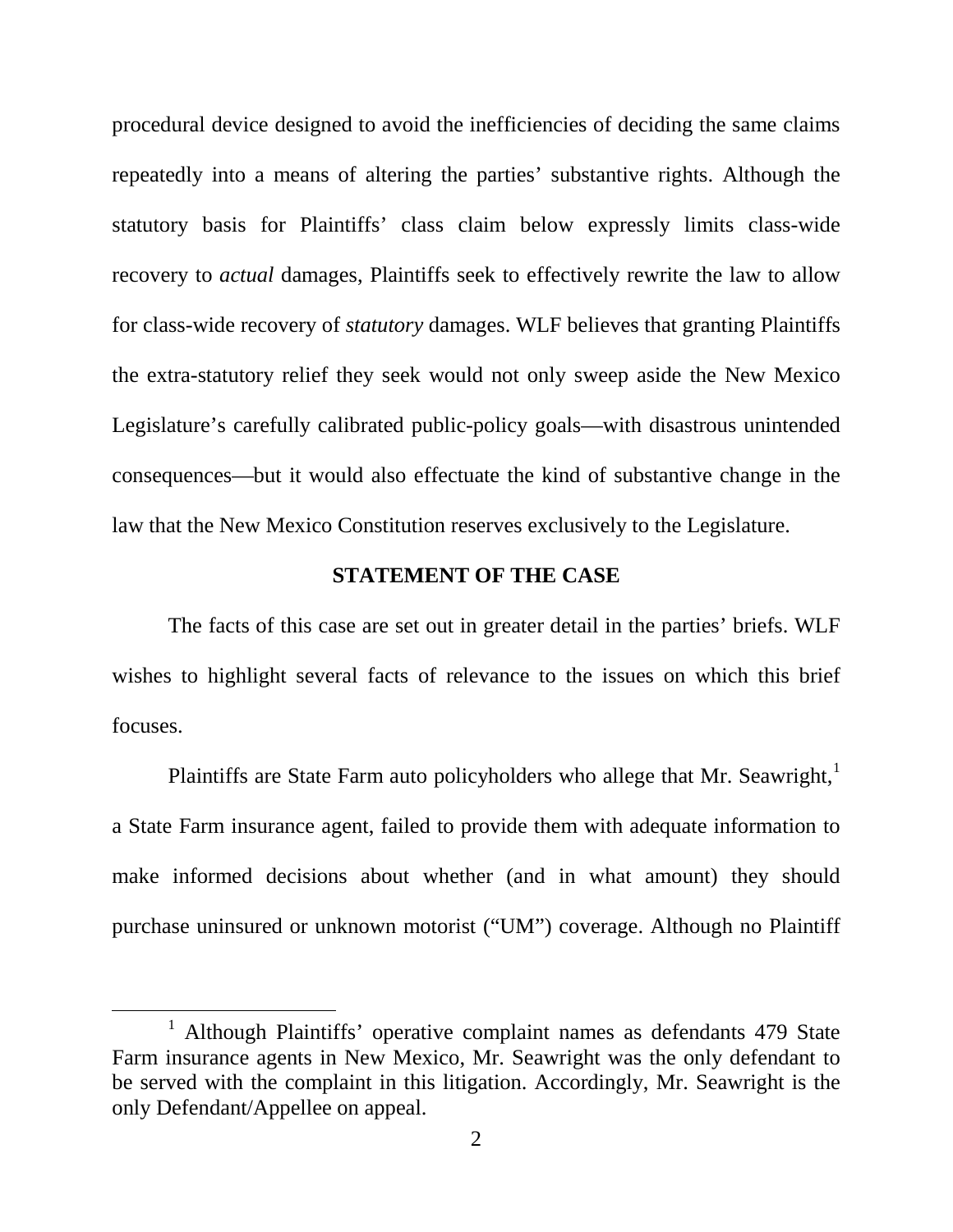procedural device designed to avoid the inefficiencies of deciding the same claims repeatedly into a means of altering the parties' substantive rights. Although the statutory basis for Plaintiffs' class claim below expressly limits class-wide recovery to *actual* damages, Plaintiffs seek to effectively rewrite the law to allow for class-wide recovery of *statutory* damages. WLF believes that granting Plaintiffs the extra-statutory relief they seek would not only sweep aside the New Mexico Legislature's carefully calibrated public-policy goals—with disastrous unintended consequences—but it would also effectuate the kind of substantive change in the law that the New Mexico Constitution reserves exclusively to the Legislature.

## STATEMENT OF THE CASE

The facts of this case are set out in greater detail in the parties' briefs. WLF wishes to highlight several facts of relevance to the issues on which this brief focuses.

Plaintiffs are State Farm auto policyholders who allege that Mr. Seawright,[1] a State Farm insurance agent, failed to provide them with adequate information to make informed decisions about whether (and in what amount) they should purchase uninsured or unknown motorist ("UM") coverage. Although no Plaintiff

[1] Although Plaintiffs' operative complaint names as defendants 479 State Farm insurance agents in New Mexico, Mr. Seawright was the only defendant to be served with the complaint in this litigation. Accordingly, Mr. Seawright is the only Defendant/Appellee on appeal.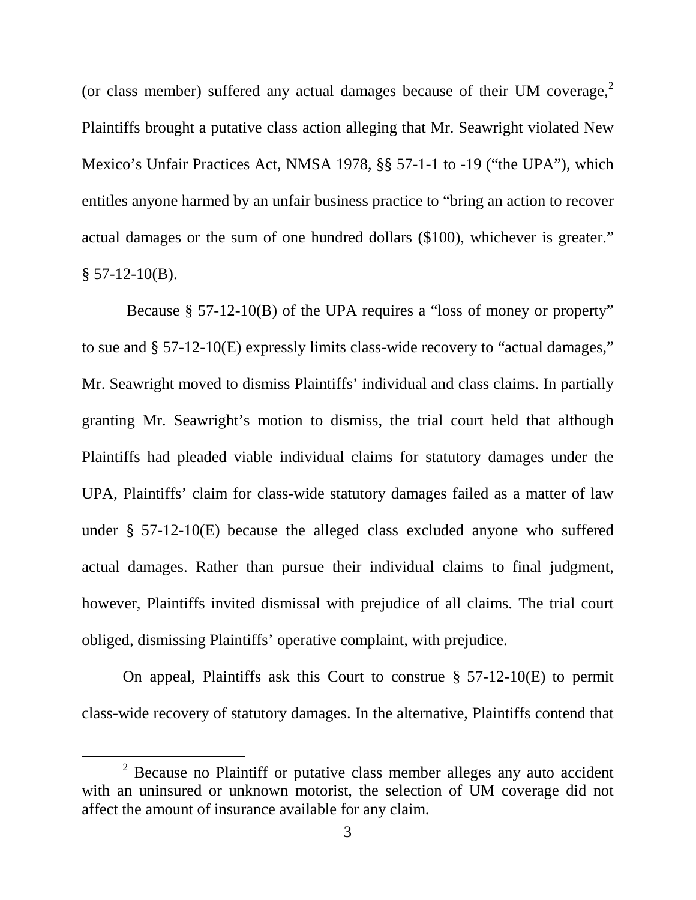(or class member) suffered any actual damages because of their UM coverage,[2] Plaintiffs brought a putative class action alleging that Mr. Seawright violated New Mexico's Unfair Practices Act, NMSA 1978, §§ 57-1-1 to -19 ("the UPA"), which entitles anyone harmed by an unfair business practice to "bring an action to recover actual damages or the sum of one hundred dollars ($100), whichever is greater." § 57-12-10(B).

Because § 57-12-10(B) of the UPA requires a "loss of money or property" to sue and § 57-12-10(E) expressly limits class-wide recovery to "actual damages," Mr. Seawright moved to dismiss Plaintiffs' individual and class claims. In partially granting Mr. Seawright's motion to dismiss, the trial court held that although Plaintiffs had pleaded viable individual claims for statutory damages under the UPA, Plaintiffs' claim for class-wide statutory damages failed as a matter of law under § 57-12-10(E) because the alleged class excluded anyone who suffered actual damages. Rather than pursue their individual claims to final judgment, however, Plaintiffs invited dismissal with prejudice of all claims. The trial court obliged, dismissing Plaintiffs' operative complaint, with prejudice.

On appeal, Plaintiffs ask this Court to construe § 57-12-10(E) to permit class-wide recovery of statutory damages. In the alternative, Plaintiffs contend that

[2] Because no Plaintiff or putative class member alleges any auto accident with an uninsured or unknown motorist, the selection of UM coverage did not affect the amount of insurance available for any claim.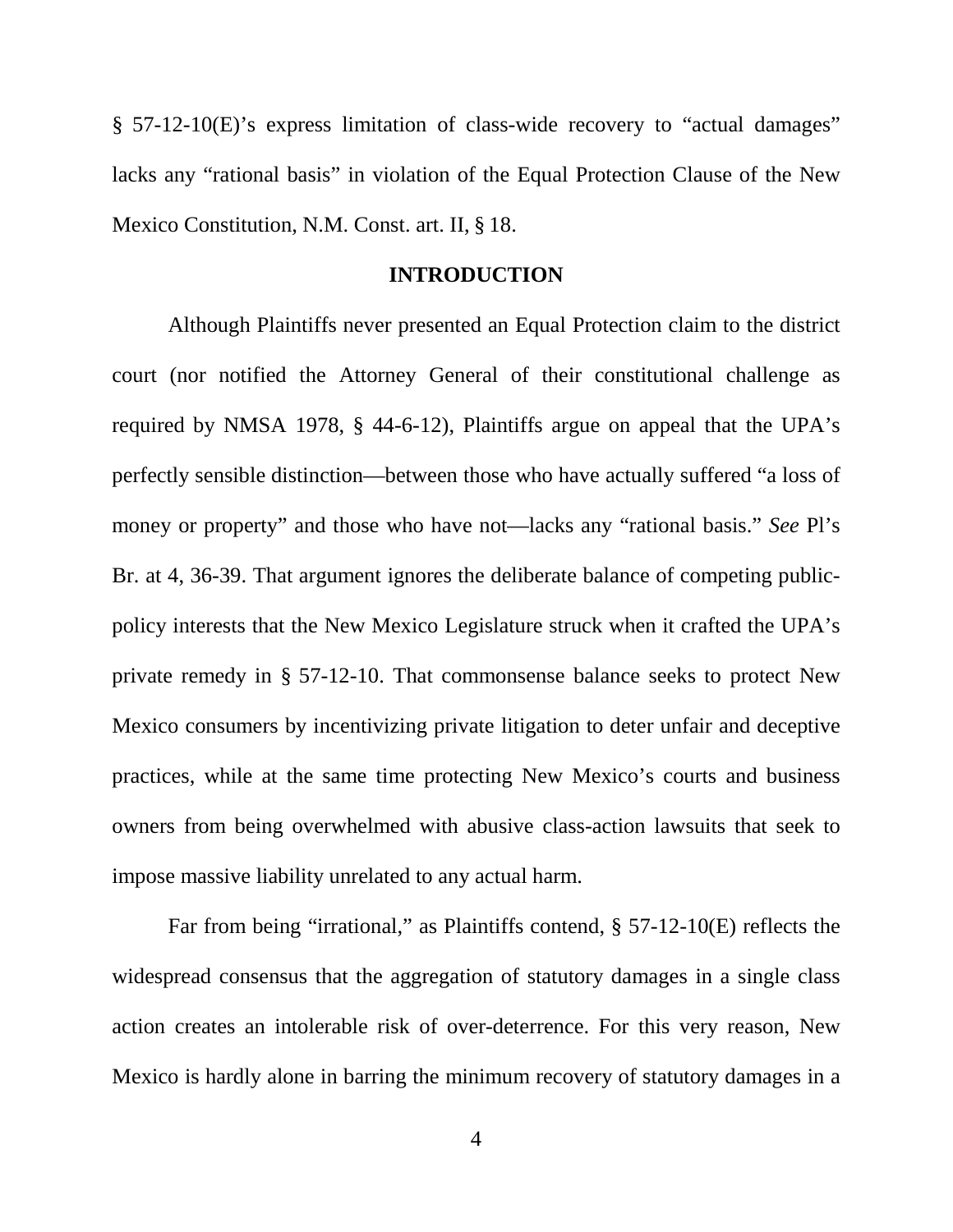§ 57-12-10(E)'s express limitation of class-wide recovery to "actual damages" lacks any "rational basis" in violation of the Equal Protection Clause of the New Mexico Constitution, N.M. Const. art. II, § 18.

## INTRODUCTION

Although Plaintiffs never presented an Equal Protection claim to the district court (nor notified the Attorney General of their constitutional challenge as required by NMSA 1978, § 44-6-12), Plaintiffs argue on appeal that the UPA's perfectly sensible distinction—between those who have actually suffered "a loss of money or property" and those who have not—lacks any "rational basis." *See* Pl's Br. at 4, 36-39. That argument ignores the deliberate balance of competing public-policy interests that the New Mexico Legislature struck when it crafted the UPA's private remedy in § 57-12-10. That commonsense balance seeks to protect New Mexico consumers by incentivizing private litigation to deter unfair and deceptive practices, while at the same time protecting New Mexico's courts and business owners from being overwhelmed with abusive class-action lawsuits that seek to impose massive liability unrelated to any actual harm.

Far from being "irrational," as Plaintiffs contend, § 57-12-10(E) reflects the widespread consensus that the aggregation of statutory damages in a single class action creates an intolerable risk of over-deterrence. For this very reason, New Mexico is hardly alone in barring the minimum recovery of statutory damages in a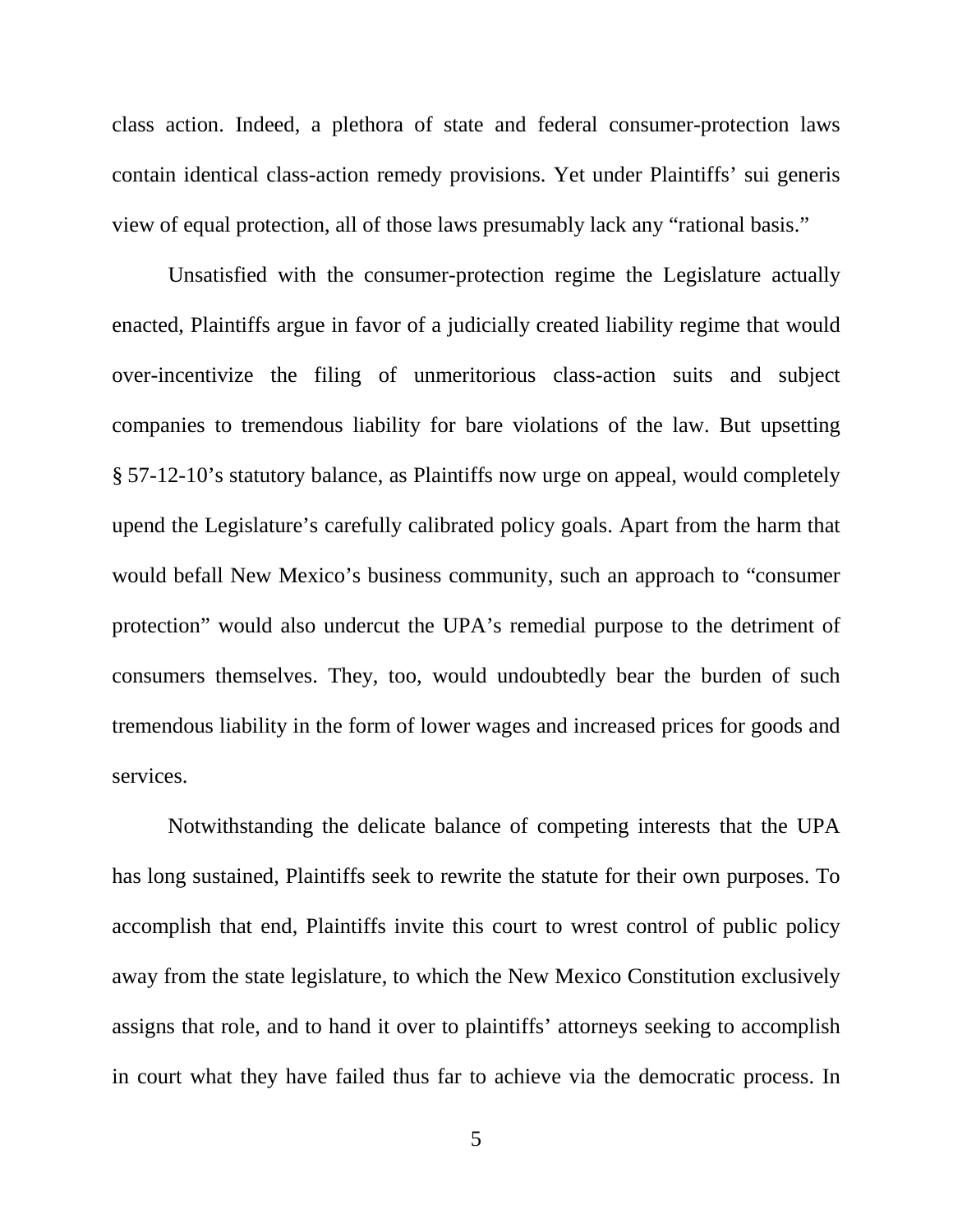class action. Indeed, a plethora of state and federal consumer-protection laws contain identical class-action remedy provisions. Yet under Plaintiffs' sui generis view of equal protection, all of those laws presumably lack any "rational basis."

Unsatisfied with the consumer-protection regime the Legislature actually enacted, Plaintiffs argue in favor of a judicially created liability regime that would over-incentivize the filing of unmeritorious class-action suits and subject companies to tremendous liability for bare violations of the law. But upsetting § 57-12-10's statutory balance, as Plaintiffs now urge on appeal, would completely upend the Legislature's carefully calibrated policy goals. Apart from the harm that would befall New Mexico's business community, such an approach to "consumer protection" would also undercut the UPA's remedial purpose to the detriment of consumers themselves. They, too, would undoubtedly bear the burden of such tremendous liability in the form of lower wages and increased prices for goods and services.

Notwithstanding the delicate balance of competing interests that the UPA has long sustained, Plaintiffs seek to rewrite the statute for their own purposes. To accomplish that end, Plaintiffs invite this court to wrest control of public policy away from the state legislature, to which the New Mexico Constitution exclusively assigns that role, and to hand it over to plaintiffs' attorneys seeking to accomplish in court what they have failed thus far to achieve via the democratic process. In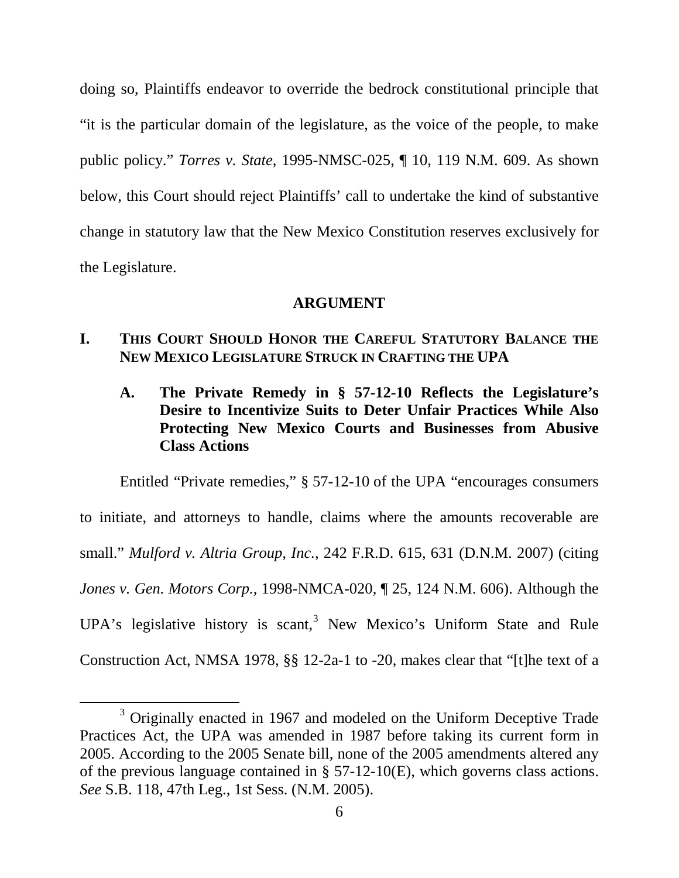doing so, Plaintiffs endeavor to override the bedrock constitutional principle that "it is the particular domain of the legislature, as the voice of the people, to make public policy." *Torres v. State*, 1995-NMSC-025, ¶ 10, 119 N.M. 609. As shown below, this Court should reject Plaintiffs' call to undertake the kind of substantive change in statutory law that the New Mexico Constitution reserves exclusively for the Legislature.

## ARGUMENT

### I. THIS COURT SHOULD HONOR THE CAREFUL STATUTORY BALANCE THE NEW MEXICO LEGISLATURE STRUCK IN CRAFTING THE UPA

#### A. The Private Remedy in § 57-12-10 Reflects the Legislature's Desire to Incentivize Suits to Deter Unfair Practices While Also Protecting New Mexico Courts and Businesses from Abusive Class Actions

Entitled "Private remedies," § 57-12-10 of the UPA "encourages consumers to initiate, and attorneys to handle, claims where the amounts recoverable are small." *Mulford v. Altria Group, Inc.*, 242 F.R.D. 615, 631 (D.N.M. 2007) (citing *Jones v. Gen. Motors Corp.*, 1998-NMCA-020, ¶ 25, 124 N.M. 606). Although the UPA's legislative history is scant,[3] New Mexico's Uniform State and Rule Construction Act, NMSA 1978, §§ 12-2a-1 to -20, makes clear that "[t]he text of a

---

[3] Originally enacted in 1967 and modeled on the Uniform Deceptive Trade Practices Act, the UPA was amended in 1987 before taking its current form in 2005. According to the 2005 Senate bill, none of the 2005 amendments altered any of the previous language contained in § 57-12-10(E), which governs class actions. *See* S.B. 118, 47th Leg., 1st Sess. (N.M. 2005).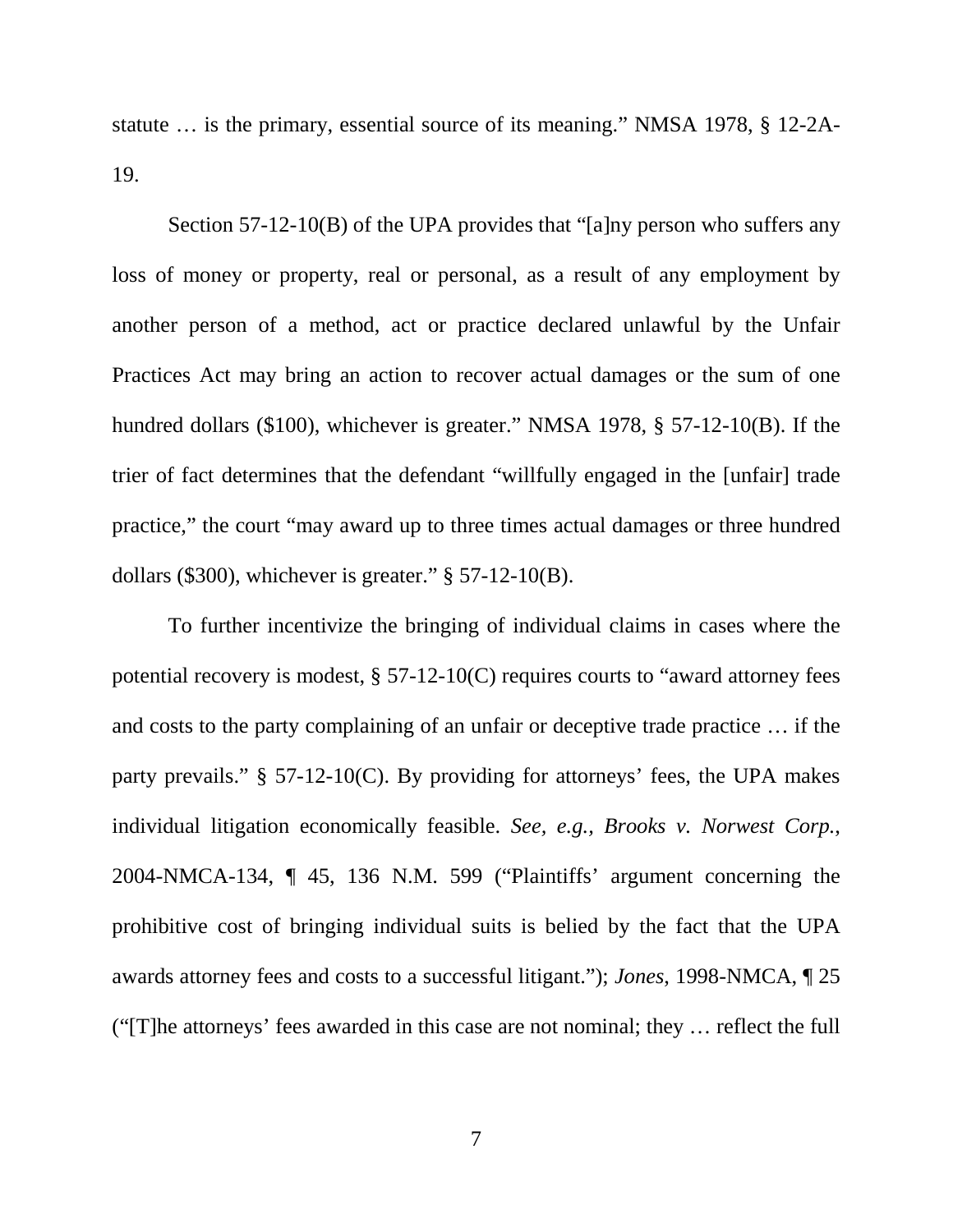statute … is the primary, essential source of its meaning." NMSA 1978, § 12-2A-19.

Section 57-12-10(B) of the UPA provides that "[a]ny person who suffers any loss of money or property, real or personal, as a result of any employment by another person of a method, act or practice declared unlawful by the Unfair Practices Act may bring an action to recover actual damages or the sum of one hundred dollars ($100), whichever is greater." NMSA 1978, § 57-12-10(B). If the trier of fact determines that the defendant "willfully engaged in the [unfair] trade practice," the court "may award up to three times actual damages or three hundred dollars ($300), whichever is greater." § 57-12-10(B).

To further incentivize the bringing of individual claims in cases where the potential recovery is modest, § 57-12-10(C) requires courts to "award attorney fees and costs to the party complaining of an unfair or deceptive trade practice … if the party prevails." § 57-12-10(C). By providing for attorneys' fees, the UPA makes individual litigation economically feasible. *See, e.g., Brooks v. Norwest Corp.*, 2004-NMCA-134, ¶ 45, 136 N.M. 599 ("Plaintiffs' argument concerning the prohibitive cost of bringing individual suits is belied by the fact that the UPA awards attorney fees and costs to a successful litigant."); *Jones*, 1998-NMCA, ¶ 25 ("[T]he attorneys' fees awarded in this case are not nominal; they … reflect the full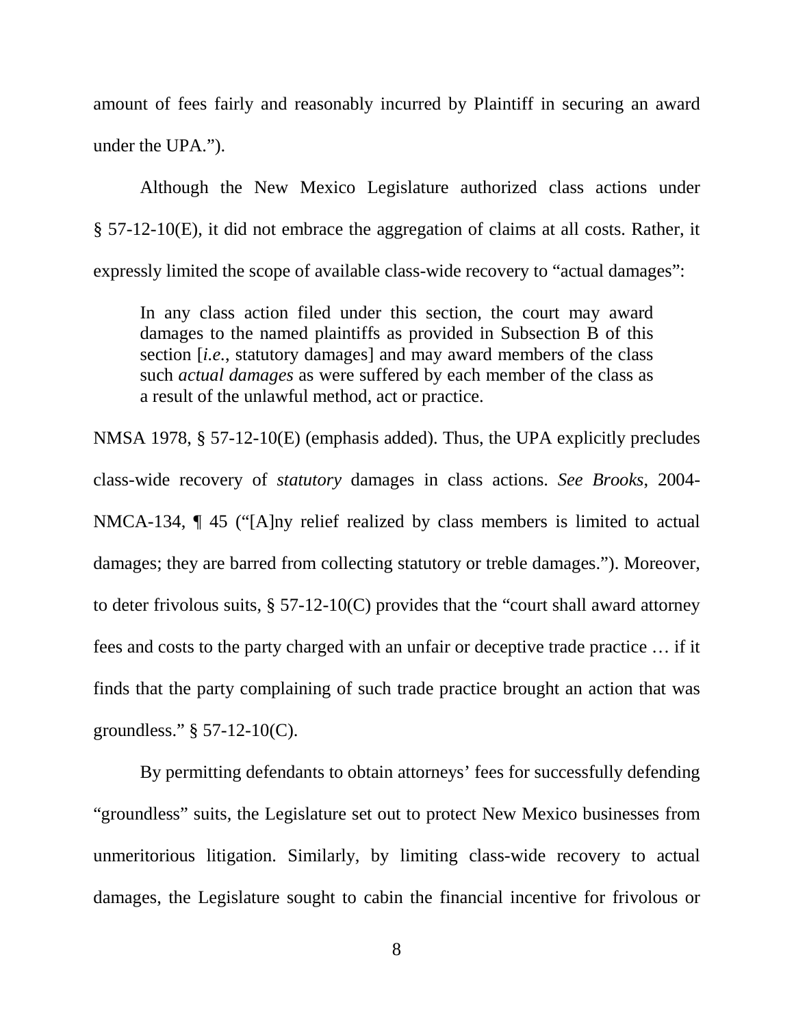amount of fees fairly and reasonably incurred by Plaintiff in securing an award under the UPA.").

Although the New Mexico Legislature authorized class actions under § 57-12-10(E), it did not embrace the aggregation of claims at all costs. Rather, it expressly limited the scope of available class-wide recovery to "actual damages":

> In any class action filed under this section, the court may award damages to the named plaintiffs as provided in Subsection B of this section [*i.e.*, statutory damages] and may award members of the class such *actual damages* as were suffered by each member of the class as a result of the unlawful method, act or practice.

NMSA 1978, § 57-12-10(E) (emphasis added). Thus, the UPA explicitly precludes class-wide recovery of *statutory* damages in class actions. *See Brooks*, 2004-NMCA-134, ¶ 45 ("[A]ny relief realized by class members is limited to actual damages; they are barred from collecting statutory or treble damages."). Moreover, to deter frivolous suits, § 57-12-10(C) provides that the "court shall award attorney fees and costs to the party charged with an unfair or deceptive trade practice … if it finds that the party complaining of such trade practice brought an action that was groundless." § 57-12-10(C).

By permitting defendants to obtain attorneys' fees for successfully defending "groundless" suits, the Legislature set out to protect New Mexico businesses from unmeritorious litigation. Similarly, by limiting class-wide recovery to actual damages, the Legislature sought to cabin the financial incentive for frivolous or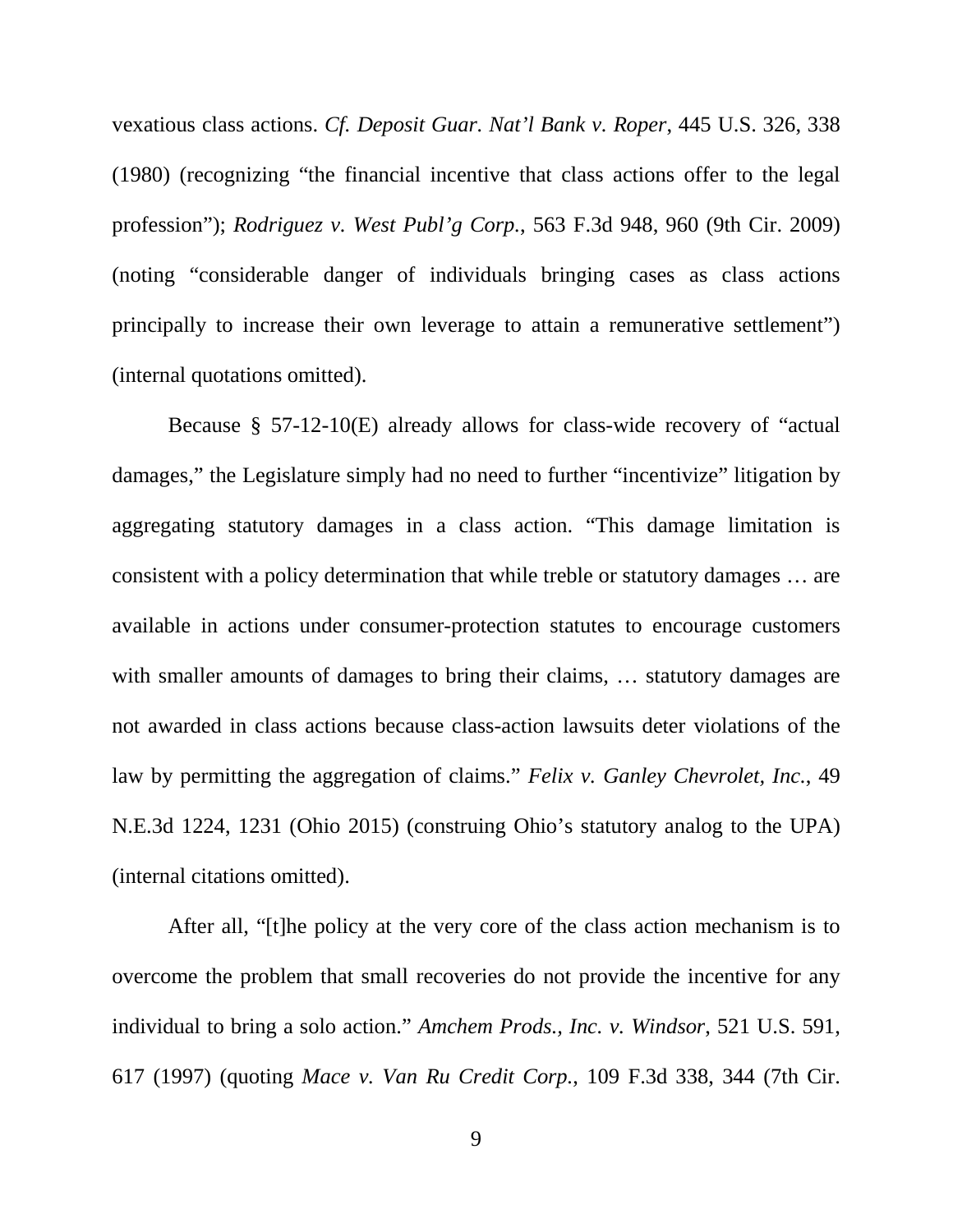vexatious class actions. *Cf. Deposit Guar. Nat'l Bank v. Roper*, 445 U.S. 326, 338 (1980) (recognizing "the financial incentive that class actions offer to the legal profession"); *Rodriguez v. West Publ'g Corp.*, 563 F.3d 948, 960 (9th Cir. 2009) (noting "considerable danger of individuals bringing cases as class actions principally to increase their own leverage to attain a remunerative settlement") (internal quotations omitted).

Because § 57-12-10(E) already allows for class-wide recovery of "actual damages," the Legislature simply had no need to further "incentivize" litigation by aggregating statutory damages in a class action. "This damage limitation is consistent with a policy determination that while treble or statutory damages … are available in actions under consumer-protection statutes to encourage customers with smaller amounts of damages to bring their claims, … statutory damages are not awarded in class actions because class-action lawsuits deter violations of the law by permitting the aggregation of claims." *Felix v. Ganley Chevrolet, Inc.*, 49 N.E.3d 1224, 1231 (Ohio 2015) (construing Ohio's statutory analog to the UPA) (internal citations omitted).

After all, "[t]he policy at the very core of the class action mechanism is to overcome the problem that small recoveries do not provide the incentive for any individual to bring a solo action." *Amchem Prods., Inc. v. Windsor*, 521 U.S. 591, 617 (1997) (quoting *Mace v. Van Ru Credit Corp.*, 109 F.3d 338, 344 (7th Cir.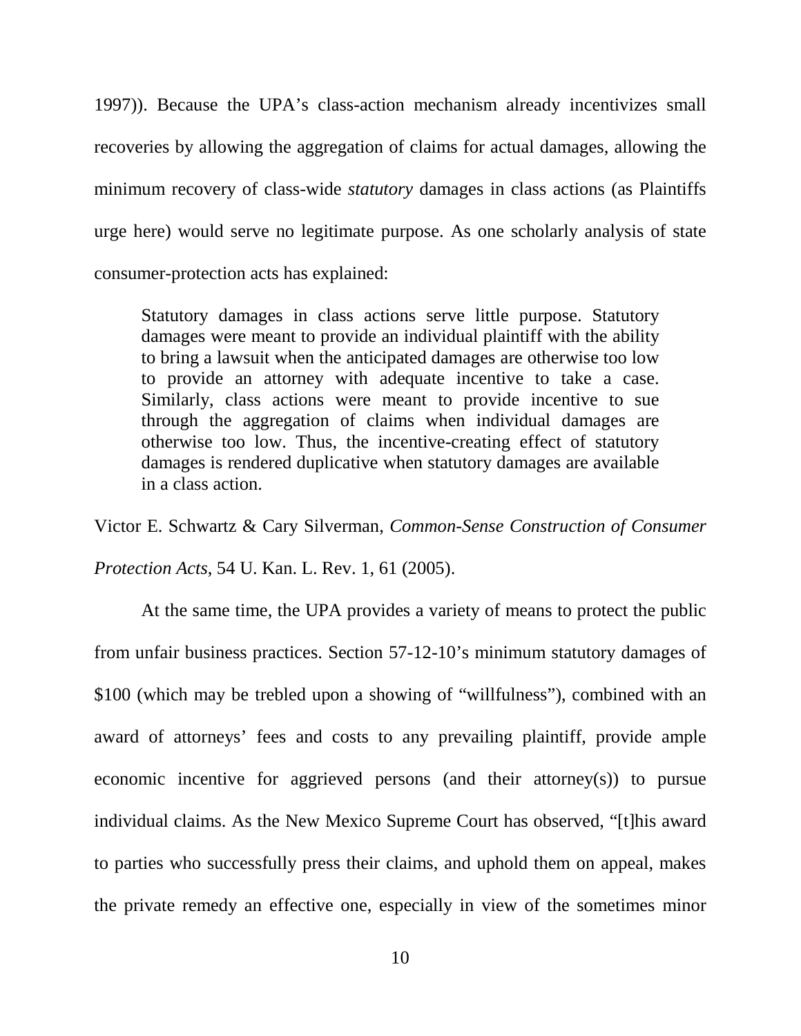1997)). Because the UPA's class-action mechanism already incentivizes small recoveries by allowing the aggregation of claims for actual damages, allowing the minimum recovery of class-wide *statutory* damages in class actions (as Plaintiffs urge here) would serve no legitimate purpose. As one scholarly analysis of state consumer-protection acts has explained:

> Statutory damages in class actions serve little purpose. Statutory damages were meant to provide an individual plaintiff with the ability to bring a lawsuit when the anticipated damages are otherwise too low to provide an attorney with adequate incentive to take a case. Similarly, class actions were meant to provide incentive to sue through the aggregation of claims when individual damages are otherwise too low. Thus, the incentive-creating effect of statutory damages is rendered duplicative when statutory damages are available in a class action.

Victor E. Schwartz & Cary Silverman, *Common-Sense Construction of Consumer Protection Acts*, 54 U. Kan. L. Rev. 1, 61 (2005).

At the same time, the UPA provides a variety of means to protect the public from unfair business practices. Section 57-12-10's minimum statutory damages of $100 (which may be trebled upon a showing of "willfulness"), combined with an award of attorneys' fees and costs to any prevailing plaintiff, provide ample economic incentive for aggrieved persons (and their attorney(s)) to pursue individual claims. As the New Mexico Supreme Court has observed, "[t]his award to parties who successfully press their claims, and uphold them on appeal, makes the private remedy an effective one, especially in view of the sometimes minor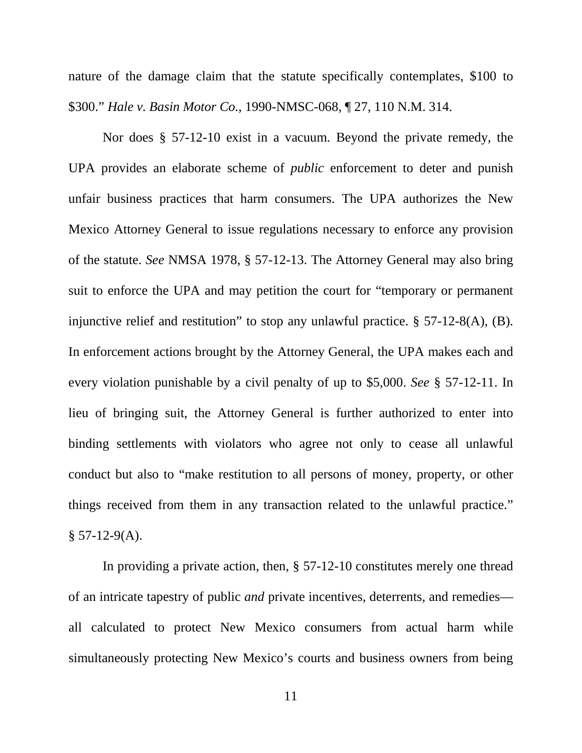nature of the damage claim that the statute specifically contemplates, $100 to $300." *Hale v. Basin Motor Co.*, 1990-NMSC-068, ¶ 27, 110 N.M. 314.

Nor does § 57-12-10 exist in a vacuum. Beyond the private remedy, the UPA provides an elaborate scheme of *public* enforcement to deter and punish unfair business practices that harm consumers. The UPA authorizes the New Mexico Attorney General to issue regulations necessary to enforce any provision of the statute. *See* NMSA 1978, § 57-12-13. The Attorney General may also bring suit to enforce the UPA and may petition the court for "temporary or permanent injunctive relief and restitution" to stop any unlawful practice. § 57-12-8(A), (B). In enforcement actions brought by the Attorney General, the UPA makes each and every violation punishable by a civil penalty of up to $5,000. *See* § 57-12-11. In lieu of bringing suit, the Attorney General is further authorized to enter into binding settlements with violators who agree not only to cease all unlawful conduct but also to "make restitution to all persons of money, property, or other things received from them in any transaction related to the unlawful practice." § 57-12-9(A).

In providing a private action, then, § 57-12-10 constitutes merely one thread of an intricate tapestry of public *and* private incentives, deterrents, and remedies—all calculated to protect New Mexico consumers from actual harm while simultaneously protecting New Mexico's courts and business owners from being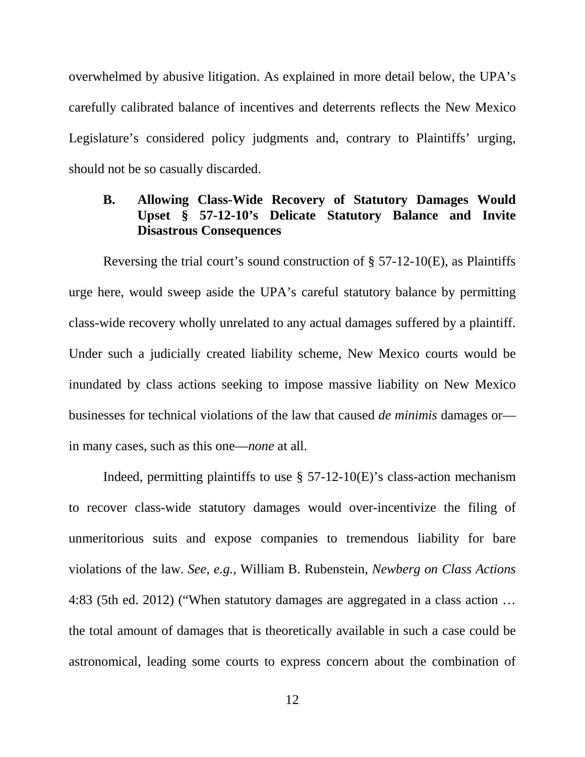overwhelmed by abusive litigation. As explained in more detail below, the UPA's carefully calibrated balance of incentives and deterrents reflects the New Mexico Legislature's considered policy judgments and, contrary to Plaintiffs' urging, should not be so casually discarded.

### B. Allowing Class-Wide Recovery of Statutory Damages Would Upset § 57-12-10's Delicate Statutory Balance and Invite Disastrous Consequences

Reversing the trial court's sound construction of § 57-12-10(E), as Plaintiffs urge here, would sweep aside the UPA's careful statutory balance by permitting class-wide recovery wholly unrelated to any actual damages suffered by a plaintiff. Under such a judicially created liability scheme, New Mexico courts would be inundated by class actions seeking to impose massive liability on New Mexico businesses for technical violations of the law that caused *de minimis* damages or—in many cases, such as this one—*none* at all.

Indeed, permitting plaintiffs to use § 57-12-10(E)'s class-action mechanism to recover class-wide statutory damages would over-incentivize the filing of unmeritorious suits and expose companies to tremendous liability for bare violations of the law. *See, e.g.,* William B. Rubenstein, *Newberg on Class Actions* 4:83 (5th ed. 2012) ("When statutory damages are aggregated in a class action … the total amount of damages that is theoretically available in such a case could be astronomical, leading some courts to express concern about the combination of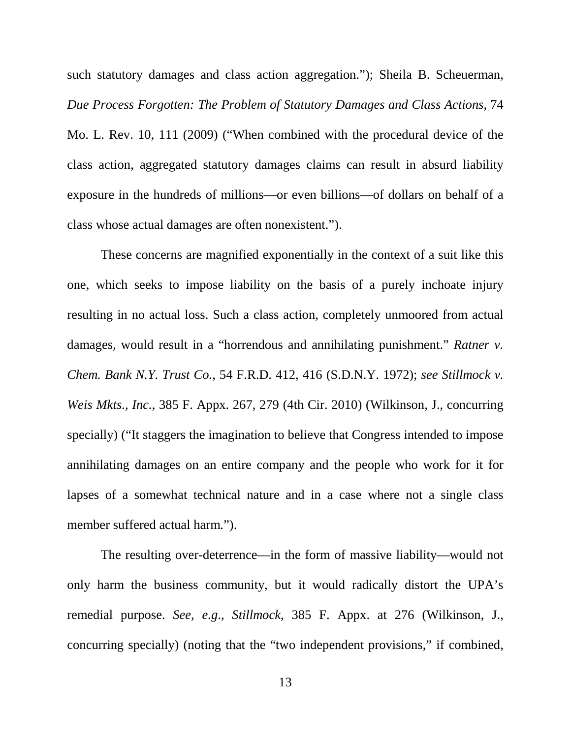such statutory damages and class action aggregation."); Sheila B. Scheuerman, *Due Process Forgotten: The Problem of Statutory Damages and Class Actions*, 74 Mo. L. Rev. 10, 111 (2009) ("When combined with the procedural device of the class action, aggregated statutory damages claims can result in absurd liability exposure in the hundreds of millions—or even billions—of dollars on behalf of a class whose actual damages are often nonexistent.").

These concerns are magnified exponentially in the context of a suit like this one, which seeks to impose liability on the basis of a purely inchoate injury resulting in no actual loss. Such a class action, completely unmoored from actual damages, would result in a "horrendous and annihilating punishment." *Ratner v. Chem. Bank N.Y. Trust Co.*, 54 F.R.D. 412, 416 (S.D.N.Y. 1972); *see Stillmock v. Weis Mkts., Inc.*, 385 F. Appx. 267, 279 (4th Cir. 2010) (Wilkinson, J., concurring specially) ("It staggers the imagination to believe that Congress intended to impose annihilating damages on an entire company and the people who work for it for lapses of a somewhat technical nature and in a case where not a single class member suffered actual harm.").

The resulting over-deterrence—in the form of massive liability—would not only harm the business community, but it would radically distort the UPA's remedial purpose. *See, e.g*., *Stillmock*, 385 F. Appx. at 276 (Wilkinson, J., concurring specially) (noting that the "two independent provisions," if combined,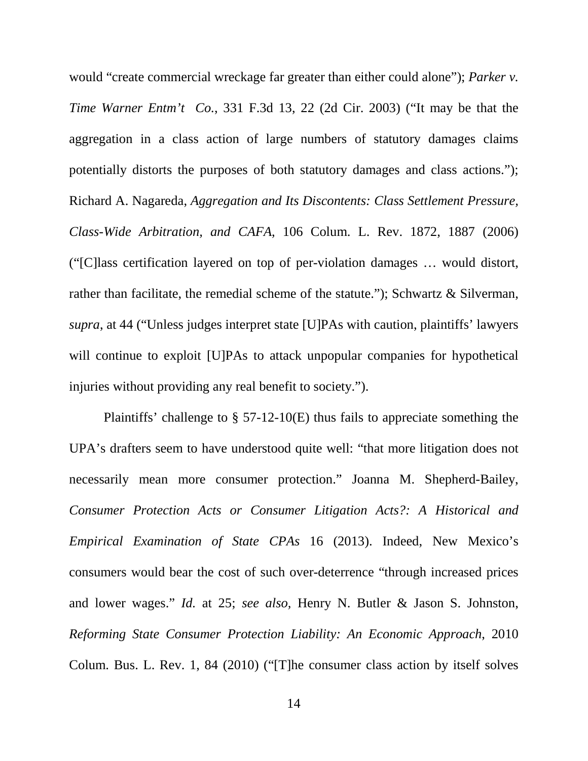would "create commercial wreckage far greater than either could alone"); *Parker v. Time Warner Entm't Co.*, 331 F.3d 13, 22 (2d Cir. 2003) ("It may be that the aggregation in a class action of large numbers of statutory damages claims potentially distorts the purposes of both statutory damages and class actions."); Richard A. Nagareda, *Aggregation and Its Discontents: Class Settlement Pressure, Class-Wide Arbitration, and CAFA*, 106 Colum. L. Rev. 1872, 1887 (2006) ("[C]lass certification layered on top of per-violation damages … would distort, rather than facilitate, the remedial scheme of the statute."); Schwartz & Silverman, *supra*, at 44 ("Unless judges interpret state [U]PAs with caution, plaintiffs' lawyers will continue to exploit [U]PAs to attack unpopular companies for hypothetical injuries without providing any real benefit to society.").

Plaintiffs' challenge to § 57-12-10(E) thus fails to appreciate something the UPA's drafters seem to have understood quite well: "that more litigation does not necessarily mean more consumer protection." Joanna M. Shepherd-Bailey, *Consumer Protection Acts or Consumer Litigation Acts?: A Historical and Empirical Examination of State CPAs* 16 (2013). Indeed, New Mexico's consumers would bear the cost of such over-deterrence "through increased prices and lower wages." *Id.* at 25; *see also*, Henry N. Butler & Jason S. Johnston, *Reforming State Consumer Protection Liability: An Economic Approach*, 2010 Colum. Bus. L. Rev. 1, 84 (2010) ("[T]he consumer class action by itself solves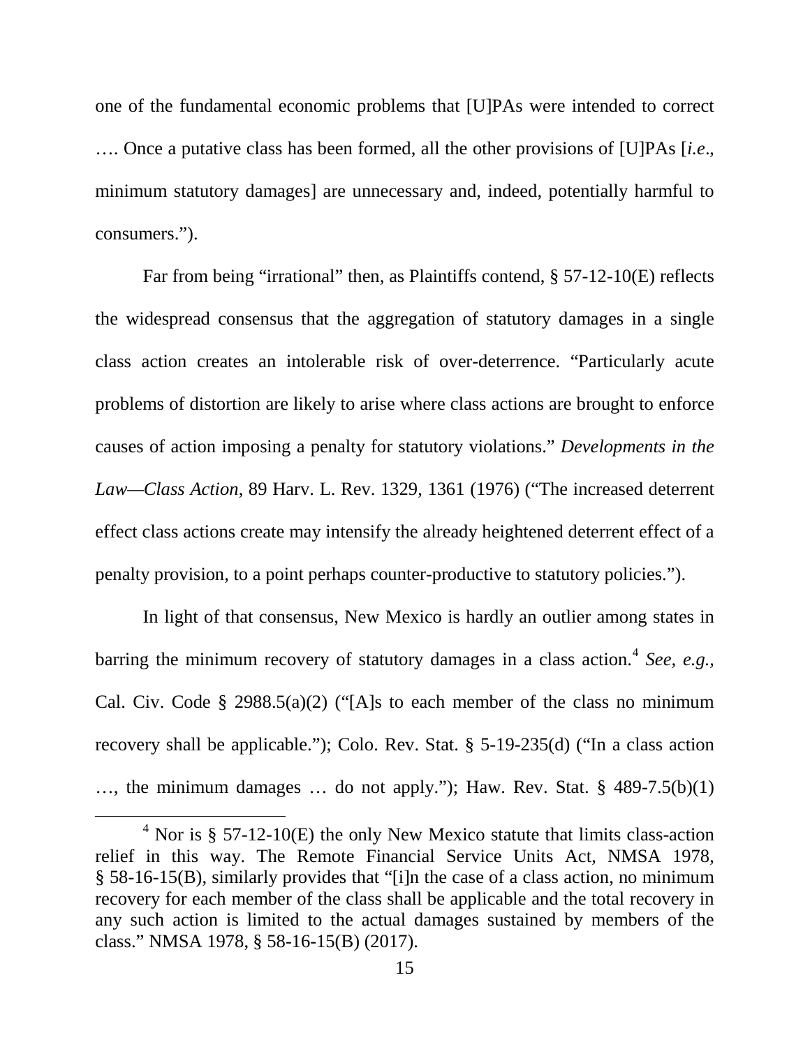one of the fundamental economic problems that [U]PAs were intended to correct …. Once a putative class has been formed, all the other provisions of [U]PAs [*i.e*., minimum statutory damages] are unnecessary and, indeed, potentially harmful to consumers.").

Far from being "irrational" then, as Plaintiffs contend, § 57-12-10(E) reflects the widespread consensus that the aggregation of statutory damages in a single class action creates an intolerable risk of over-deterrence. "Particularly acute problems of distortion are likely to arise where class actions are brought to enforce causes of action imposing a penalty for statutory violations." *Developments in the Law—Class Action*, 89 Harv. L. Rev. 1329, 1361 (1976) ("The increased deterrent effect class actions create may intensify the already heightened deterrent effect of a penalty provision, to a point perhaps counter-productive to statutory policies.").

In light of that consensus, New Mexico is hardly an outlier among states in barring the minimum recovery of statutory damages in a class action.[4] *See, e.g.*, Cal. Civ. Code § 2988.5(a)(2) ("[A]s to each member of the class no minimum recovery shall be applicable."); Colo. Rev. Stat. § 5-19-235(d) ("In a class action …, the minimum damages … do not apply."); Haw. Rev. Stat. § 489-7.5(b)(1)

[4] Nor is § 57-12-10(E) the only New Mexico statute that limits class-action relief in this way. The Remote Financial Service Units Act, NMSA 1978, § 58-16-15(B), similarly provides that "[i]n the case of a class action, no minimum recovery for each member of the class shall be applicable and the total recovery in any such action is limited to the actual damages sustained by members of the class." NMSA 1978, § 58-16-15(B) (2017).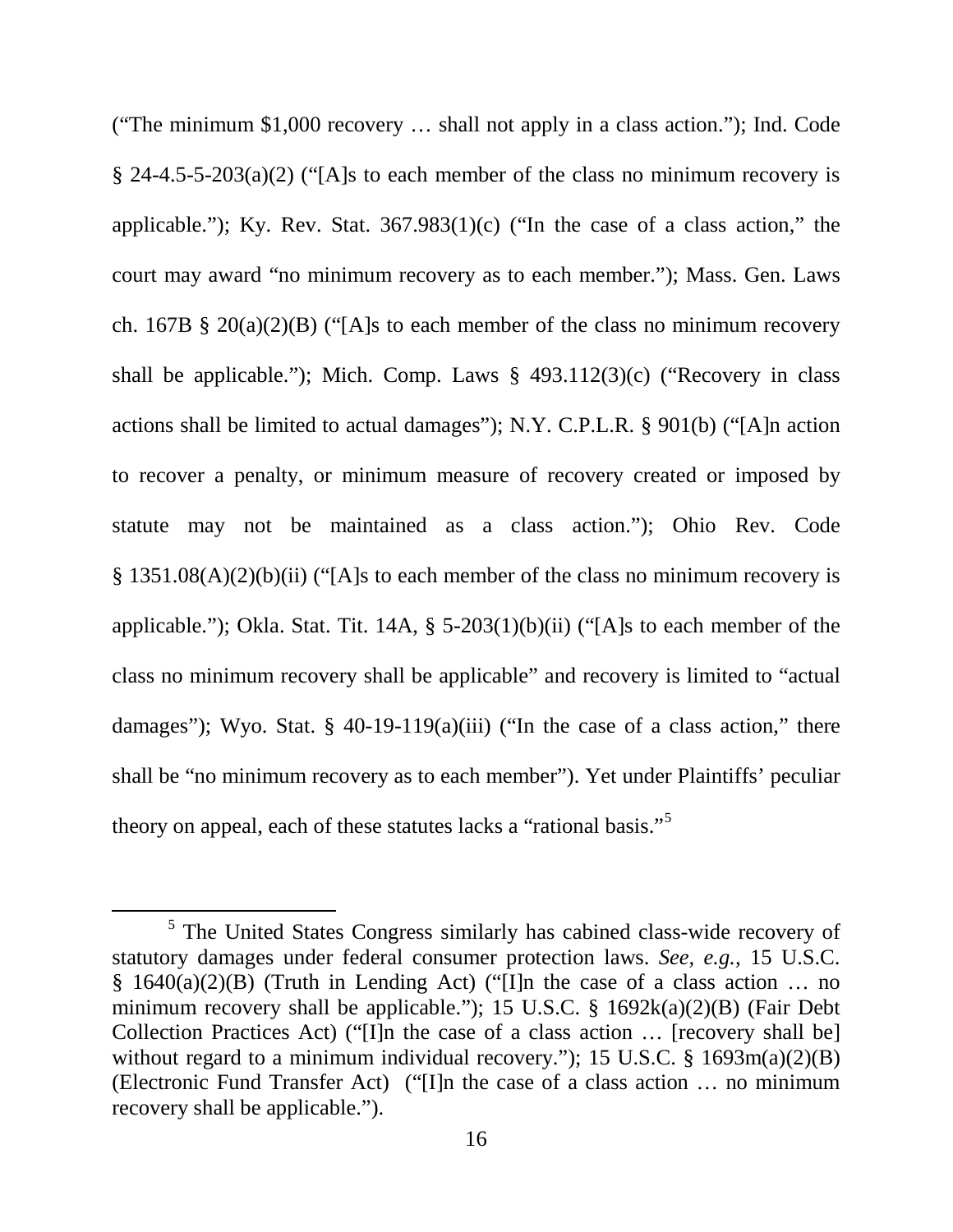("The minimum $1,000 recovery … shall not apply in a class action."); Ind. Code § 24-4.5-5-203(a)(2) ("[A]s to each member of the class no minimum recovery is applicable."); Ky. Rev. Stat. 367.983(1)(c) ("In the case of a class action," the court may award "no minimum recovery as to each member."); Mass. Gen. Laws ch. 167B § 20(a)(2)(B) ("[A]s to each member of the class no minimum recovery shall be applicable."); Mich. Comp. Laws § 493.112(3)(c) ("Recovery in class actions shall be limited to actual damages"); N.Y. C.P.L.R. § 901(b) ("[A]n action to recover a penalty, or minimum measure of recovery created or imposed by statute may not be maintained as a class action."); Ohio Rev. Code § 1351.08(A)(2)(b)(ii) ("[A]s to each member of the class no minimum recovery is applicable."); Okla. Stat. Tit. 14A, § 5-203(1)(b)(ii) ("[A]s to each member of the class no minimum recovery shall be applicable" and recovery is limited to "actual damages"); Wyo. Stat. § 40-19-119(a)(iii) ("In the case of a class action," there shall be "no minimum recovery as to each member"). Yet under Plaintiffs' peculiar theory on appeal, each of these statutes lacks a "rational basis."[5]

[5] The United States Congress similarly has cabined class-wide recovery of statutory damages under federal consumer protection laws. *See, e.g.*, 15 U.S.C. § 1640(a)(2)(B) (Truth in Lending Act) ("[I]n the case of a class action … no minimum recovery shall be applicable."); 15 U.S.C. § 1692k(a)(2)(B) (Fair Debt Collection Practices Act) ("[I]n the case of a class action … [recovery shall be] without regard to a minimum individual recovery."); 15 U.S.C. § 1693m(a)(2)(B) (Electronic Fund Transfer Act) ("[I]n the case of a class action … no minimum recovery shall be applicable.").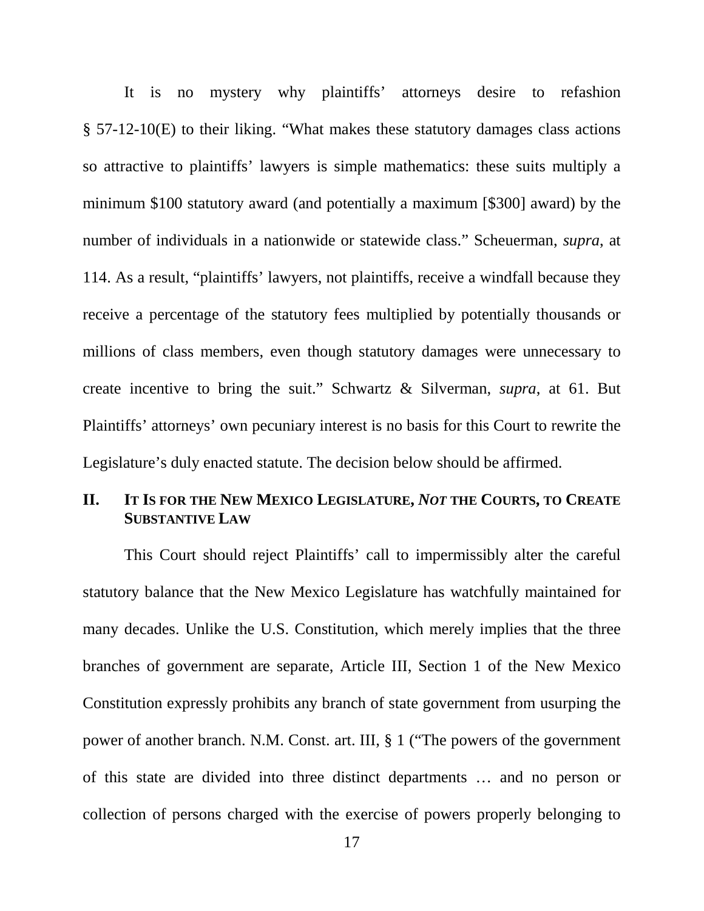It is no mystery why plaintiffs' attorneys desire to refashion § 57-12-10(E) to their liking. "What makes these statutory damages class actions so attractive to plaintiffs' lawyers is simple mathematics: these suits multiply a minimum $100 statutory award (and potentially a maximum [$300] award) by the number of individuals in a nationwide or statewide class." Scheuerman, *supra*, at 114. As a result, "plaintiffs' lawyers, not plaintiffs, receive a windfall because they receive a percentage of the statutory fees multiplied by potentially thousands or millions of class members, even though statutory damages were unnecessary to create incentive to bring the suit." Schwartz & Silverman, *supra*, at 61. But Plaintiffs' attorneys' own pecuniary interest is no basis for this Court to rewrite the Legislature's duly enacted statute. The decision below should be affirmed.

## II. IT IS FOR THE NEW MEXICO LEGISLATURE, *NOT* THE COURTS, TO CREATE SUBSTANTIVE LAW

This Court should reject Plaintiffs' call to impermissibly alter the careful statutory balance that the New Mexico Legislature has watchfully maintained for many decades. Unlike the U.S. Constitution, which merely implies that the three branches of government are separate, Article III, Section 1 of the New Mexico Constitution expressly prohibits any branch of state government from usurping the power of another branch. N.M. Const. art. III, § 1 ("The powers of the government of this state are divided into three distinct departments … and no person or collection of persons charged with the exercise of powers properly belonging to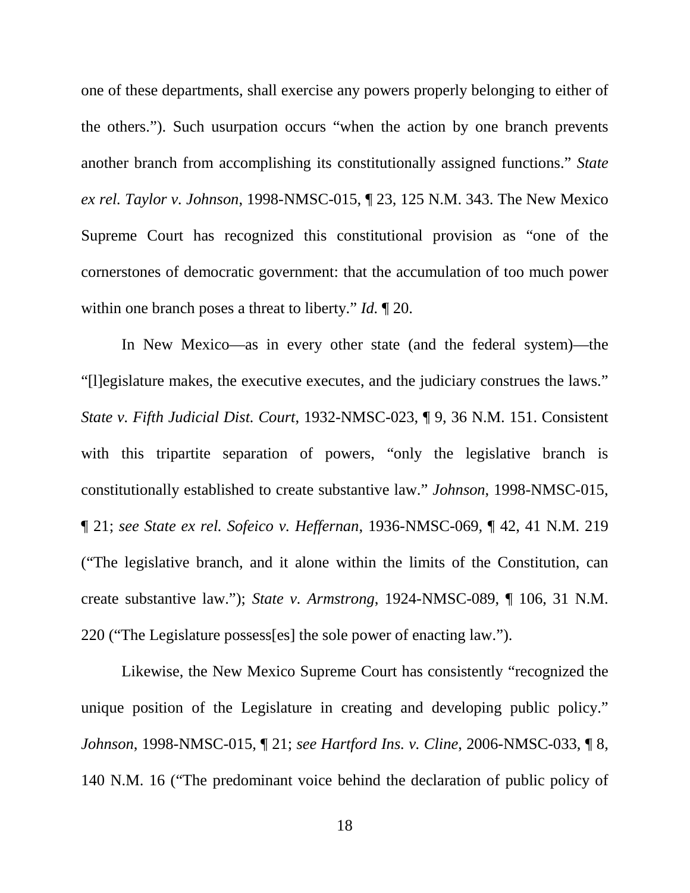one of these departments, shall exercise any powers properly belonging to either of the others."). Such usurpation occurs "when the action by one branch prevents another branch from accomplishing its constitutionally assigned functions." *State ex rel. Taylor v. Johnson*, 1998-NMSC-015, ¶ 23, 125 N.M. 343. The New Mexico Supreme Court has recognized this constitutional provision as "one of the cornerstones of democratic government: that the accumulation of too much power within one branch poses a threat to liberty." *Id.* ¶ 20.

In New Mexico—as in every other state (and the federal system)—the "[l]egislature makes, the executive executes, and the judiciary construes the laws." *State v. Fifth Judicial Dist. Court*, 1932-NMSC-023, ¶ 9, 36 N.M. 151. Consistent with this tripartite separation of powers, "only the legislative branch is constitutionally established to create substantive law." *Johnson*, 1998-NMSC-015, ¶ 21; *see State ex rel. Sofeico v. Heffernan*, 1936-NMSC-069, ¶ 42, 41 N.M. 219 ("The legislative branch, and it alone within the limits of the Constitution, can create substantive law."); *State v. Armstrong*, 1924-NMSC-089, ¶ 106, 31 N.M. 220 ("The Legislature possess[es] the sole power of enacting law.").

Likewise, the New Mexico Supreme Court has consistently "recognized the unique position of the Legislature in creating and developing public policy." *Johnson*, 1998-NMSC-015, ¶ 21; *see Hartford Ins. v. Cline*, 2006-NMSC-033, ¶ 8, 140 N.M. 16 ("The predominant voice behind the declaration of public policy of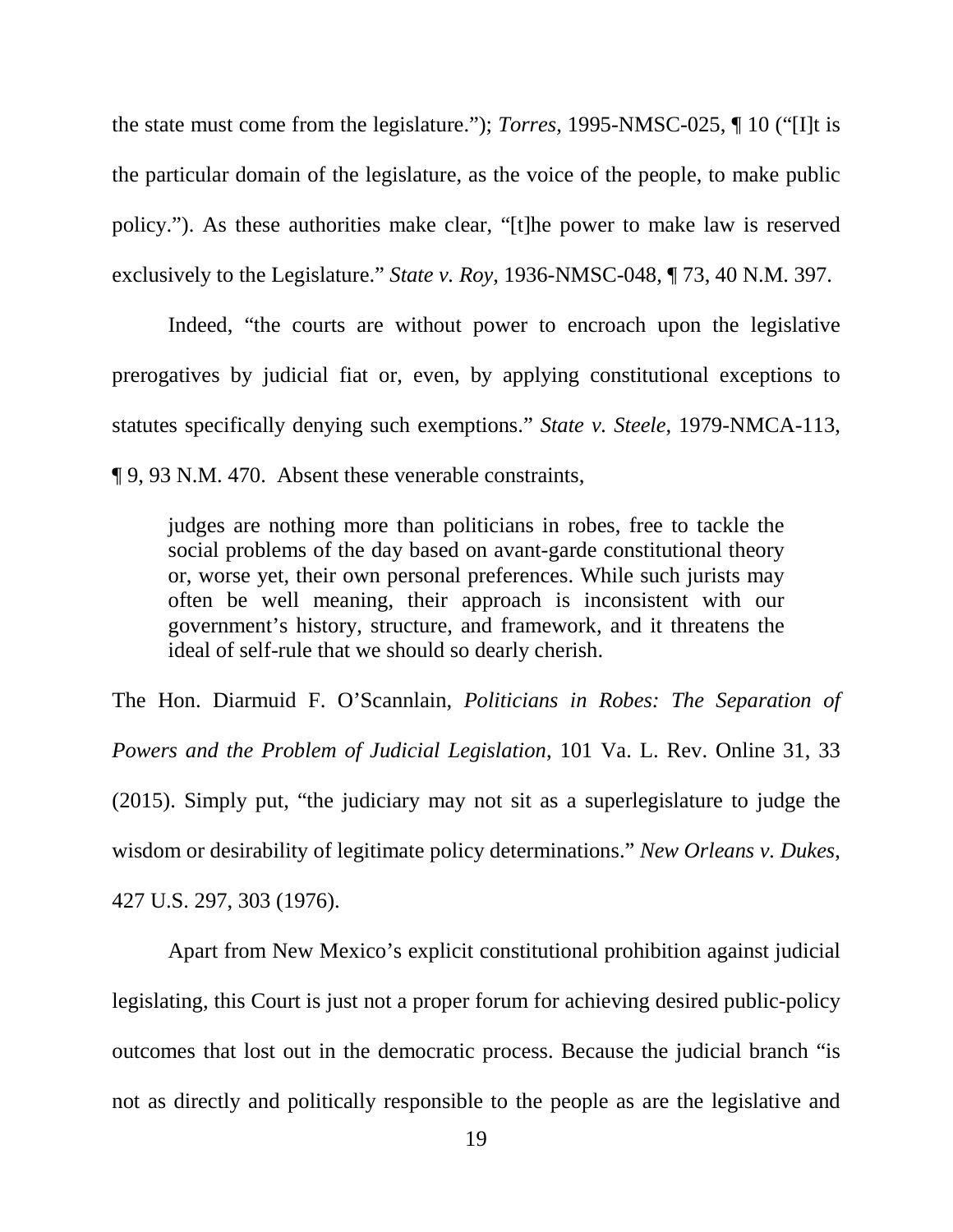the state must come from the legislature."); *Torres*, 1995-NMSC-025, ¶ 10 ("[I]t is the particular domain of the legislature, as the voice of the people, to make public policy."). As these authorities make clear, "[t]he power to make law is reserved exclusively to the Legislature." *State v. Roy*, 1936-NMSC-048, ¶ 73, 40 N.M. 397.

Indeed, "the courts are without power to encroach upon the legislative prerogatives by judicial fiat or, even, by applying constitutional exceptions to statutes specifically denying such exemptions." *State v. Steele*, 1979-NMCA-113, ¶ 9, 93 N.M. 470. Absent these venerable constraints,

> judges are nothing more than politicians in robes, free to tackle the social problems of the day based on avant-garde constitutional theory or, worse yet, their own personal preferences. While such jurists may often be well meaning, their approach is inconsistent with our government's history, structure, and framework, and it threatens the ideal of self-rule that we should so dearly cherish.

The Hon. Diarmuid F. O'Scannlain, *Politicians in Robes: The Separation of Powers and the Problem of Judicial Legislation*, 101 Va. L. Rev. Online 31, 33 (2015). Simply put, "the judiciary may not sit as a superlegislature to judge the wisdom or desirability of legitimate policy determinations." *New Orleans v. Dukes*, 427 U.S. 297, 303 (1976).

Apart from New Mexico's explicit constitutional prohibition against judicial legislating, this Court is just not a proper forum for achieving desired public-policy outcomes that lost out in the democratic process. Because the judicial branch "is not as directly and politically responsible to the people as are the legislative and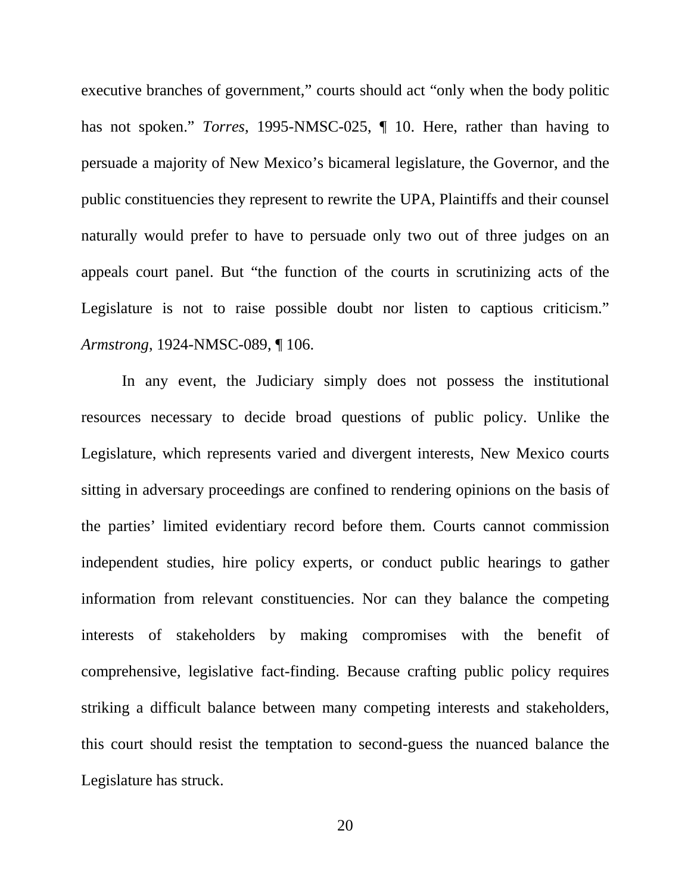executive branches of government," courts should act "only when the body politic has not spoken." *Torres*, 1995-NMSC-025, ¶ 10. Here, rather than having to persuade a majority of New Mexico's bicameral legislature, the Governor, and the public constituencies they represent to rewrite the UPA, Plaintiffs and their counsel naturally would prefer to have to persuade only two out of three judges on an appeals court panel. But "the function of the courts in scrutinizing acts of the Legislature is not to raise possible doubt nor listen to captious criticism." *Armstrong*, 1924-NMSC-089, ¶ 106.

In any event, the Judiciary simply does not possess the institutional resources necessary to decide broad questions of public policy. Unlike the Legislature, which represents varied and divergent interests, New Mexico courts sitting in adversary proceedings are confined to rendering opinions on the basis of the parties' limited evidentiary record before them. Courts cannot commission independent studies, hire policy experts, or conduct public hearings to gather information from relevant constituencies. Nor can they balance the competing interests of stakeholders by making compromises with the benefit of comprehensive, legislative fact-finding. Because crafting public policy requires striking a difficult balance between many competing interests and stakeholders, this court should resist the temptation to second-guess the nuanced balance the Legislature has struck.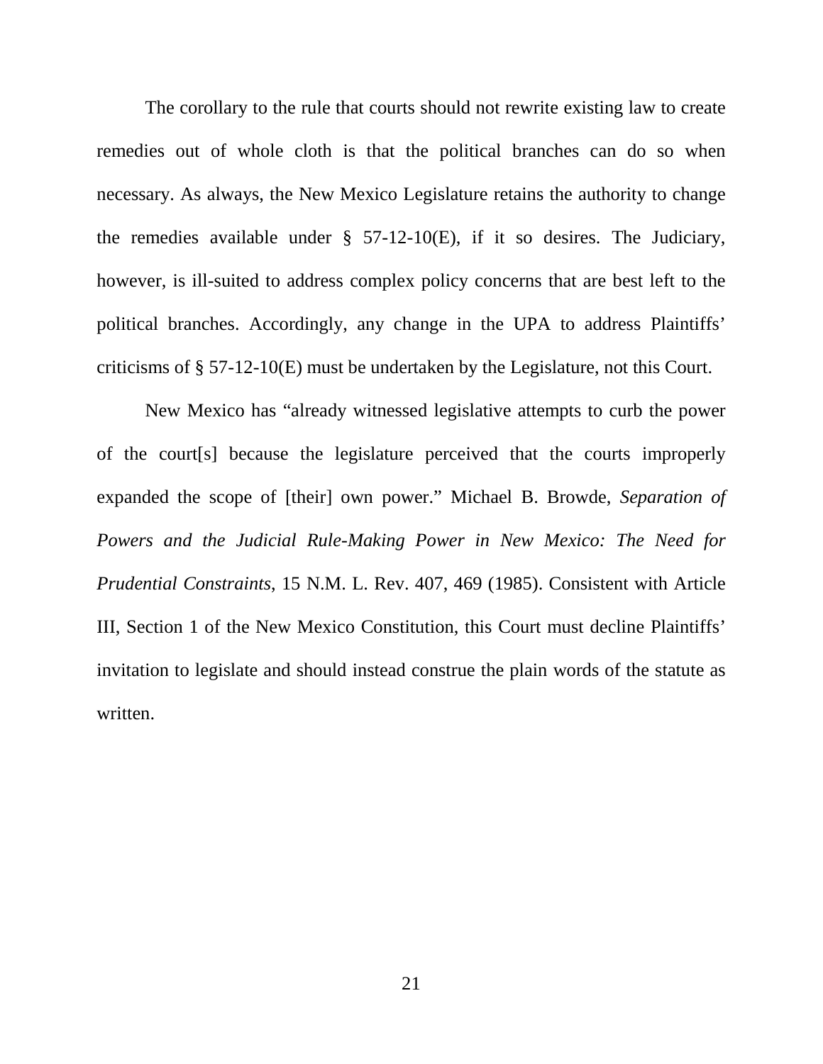The corollary to the rule that courts should not rewrite existing law to create remedies out of whole cloth is that the political branches can do so when necessary. As always, the New Mexico Legislature retains the authority to change the remedies available under § 57-12-10(E), if it so desires. The Judiciary, however, is ill-suited to address complex policy concerns that are best left to the political branches. Accordingly, any change in the UPA to address Plaintiffs' criticisms of § 57-12-10(E) must be undertaken by the Legislature, not this Court.

New Mexico has "already witnessed legislative attempts to curb the power of the court[s] because the legislature perceived that the courts improperly expanded the scope of [their] own power." Michael B. Browde, *Separation of Powers and the Judicial Rule-Making Power in New Mexico: The Need for Prudential Constraints*, 15 N.M. L. Rev. 407, 469 (1985). Consistent with Article III, Section 1 of the New Mexico Constitution, this Court must decline Plaintiffs' invitation to legislate and should instead construe the plain words of the statute as written.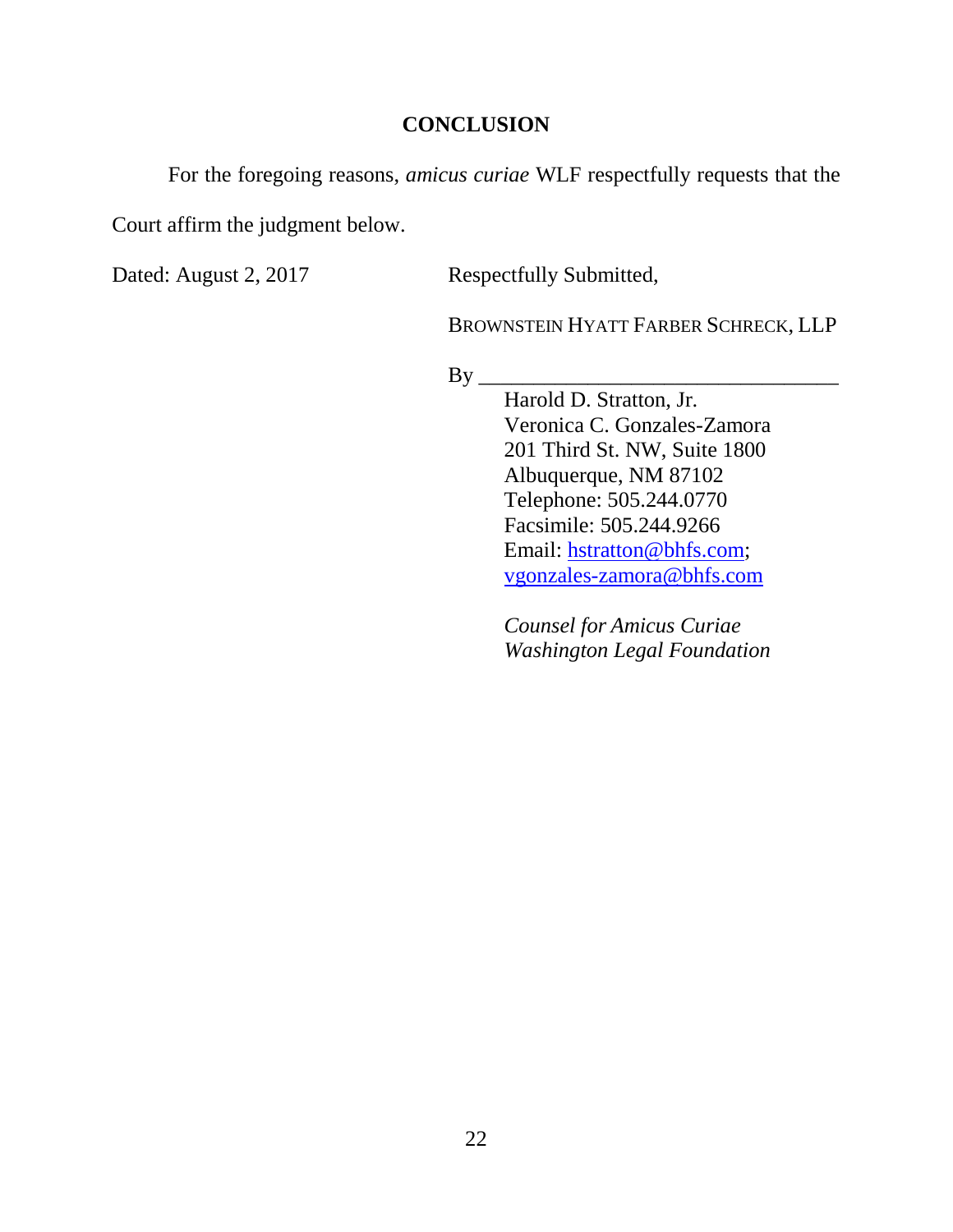## CONCLUSION

For the foregoing reasons, *amicus curiae* WLF respectfully requests that the Court affirm the judgment below.

Dated: August 2, 2017

Respectfully Submitted,

BROWNSTEIN HYATT FARBER SCHRECK, LLP

By ________________________________

Harold D. Stratton, Jr.
Veronica C. Gonzales-Zamora
201 Third St. NW, Suite 1800
Albuquerque, NM 87102
Telephone: 505.244.0770
Facsimile: 505.244.9266
Email: hstratton@bhfs.com; vgonzales-zamora@bhfs.com

*Counsel for Amicus Curiae*
*Washington Legal Foundation*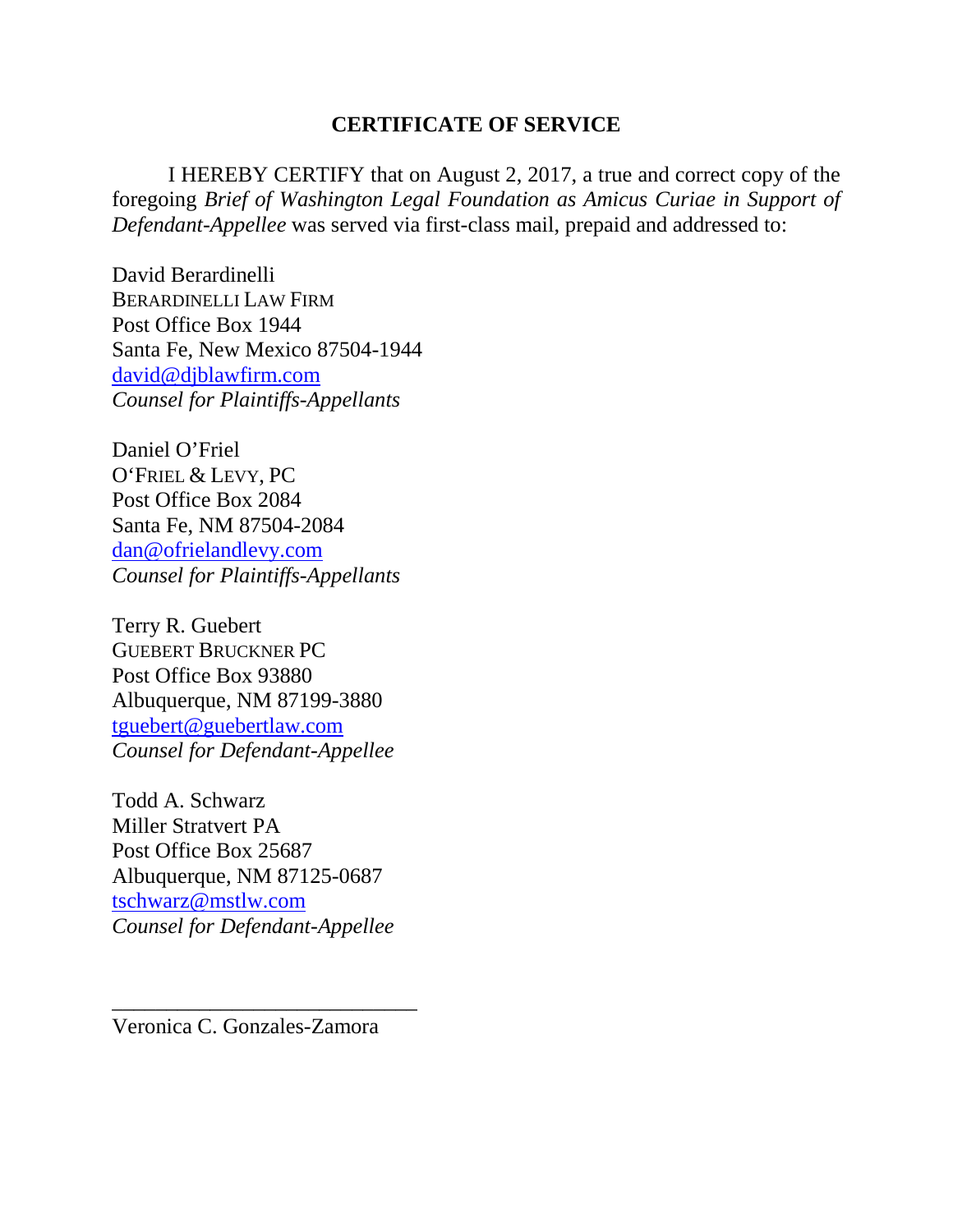## CERTIFICATE OF SERVICE

I HEREBY CERTIFY that on August 2, 2017, a true and correct copy of the foregoing *Brief of Washington Legal Foundation as Amicus Curiae in Support of Defendant-Appellee* was served via first-class mail, prepaid and addressed to:

David Berardinelli  
BERARDINELLI LAW FIRM  
Post Office Box 1944  
Santa Fe, New Mexico 87504-1944  
david@djblawfirm.com  
*Counsel for Plaintiffs-Appellants*

Daniel O'Friel  
O'FRIEL & LEVY, PC  
Post Office Box 2084  
Santa Fe, NM 87504-2084  
dan@ofrielandlevy.com  
*Counsel for Plaintiffs-Appellants*

Terry R. Guebert  
GUEBERT BRUCKNER PC  
Post Office Box 93880  
Albuquerque, NM 87199-3880  
tguebert@guebertlaw.com  
*Counsel for Defendant-Appellee*

Todd A. Schwarz  
Miller Stratvert PA  
Post Office Box 25687  
Albuquerque, NM 87125-0687  
tschwarz@mstlw.com  
*Counsel for Defendant-Appellee*

\_\_\_\_\_\_\_\_\_\_\_\_\_\_\_\_\_\_\_\_\_\_\_\_\_\_\_\_  
Veronica C. Gonzales-Zamora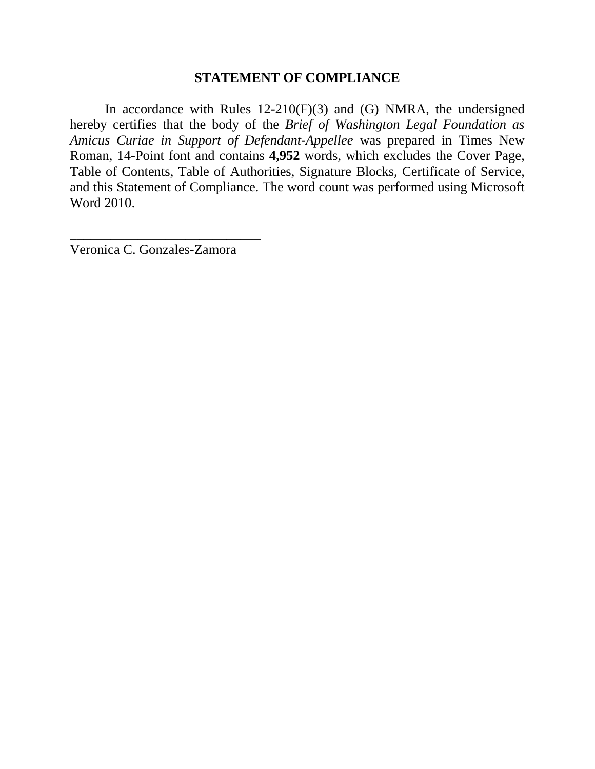## STATEMENT OF COMPLIANCE

In accordance with Rules 12-210(F)(3) and (G) NMRA, the undersigned hereby certifies that the body of the *Brief of Washington Legal Foundation as Amicus Curiae in Support of Defendant-Appellee* was prepared in Times New Roman, 14-Point font and contains **4,952** words, which excludes the Cover Page, Table of Contents, Table of Authorities, Signature Blocks, Certificate of Service, and this Statement of Compliance. The word count was performed using Microsoft Word 2010.

____________________________

Veronica C. Gonzales-Zamora